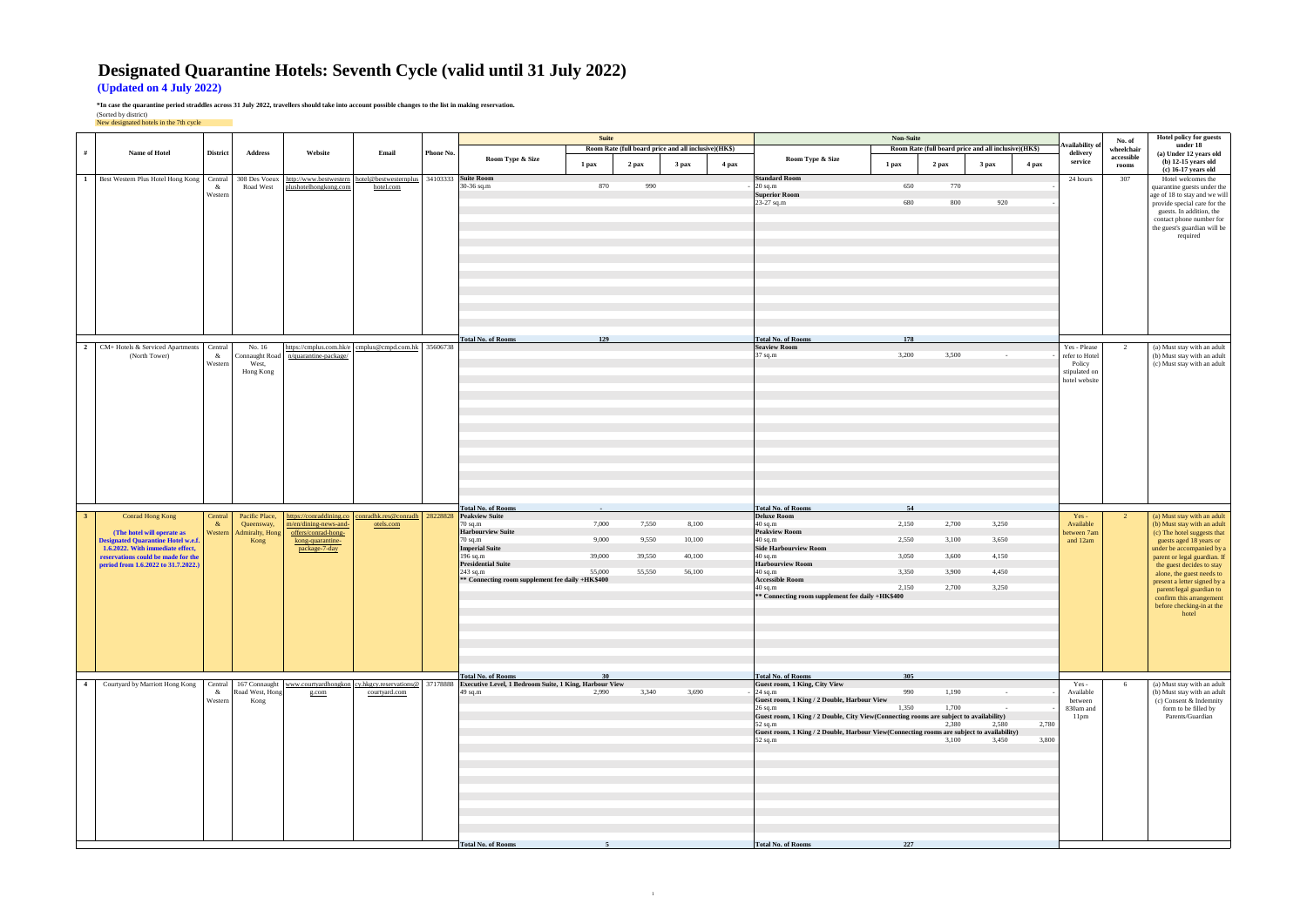# Designated Quarantine Hotels: Seventh Cycle (valid until 31 July 2022)

**(Updated on 4 July 2022)**

***In case the quarantine period straddles across 31 July 2022, travellers should take into account possible changes to the list in making reservation.**

(Sorted by district)

New designated hotels in the 7th cycle

| # | Name of Hotel | District | Address | Website | Email | Phone No. | Suite: Room Type & Size | Suite: Room Rate (full board price and all inclusive)(HK$) 1 pax | 2 pax | 3 pax | 4 pax | Non-Suite: Room Type & Size | Non-Suite: Room Rate (full board price and all inclusive)(HK$) 1 pax | 2 pax | 3 pax | 4 pax | Availability of delivery service | No. of wheelchair accessible rooms | Hotel policy for guests under 18 (a) Under 12 years old (b) 12-15 years old (c) 16-17 years old |
|---|---|---|---|---|---|---|---|---|---|---|---|---|---|---|---|---|---|---|---|
| 1 | Best Western Plus Hotel Hong Kong | Central & Western | 308 Des Voeux Road West | http://www.bestwesternplushotelhongkong.com | hotel@bestwesternplushotel.com | 34103333 | **Suite Room** 30-36 sq.m | 870 | 990 | | - | **Standard Room** 20 sq.m | 650 | 770 | | - | 24 hours | 307 | Hotel welcomes the quarantine guests under the age of 18 to stay and we will provide special care for the guests. In addition, the contact phone number for the guest's guardian will be required |
| | | | | | | | | | | | | **Superior Room** 23-27 sq.m | 680 | 800 | 920 | - | | | |
| | | | | | | | **Total No. of Rooms** | 129 | | | | **Total No. of Rooms** | 178 | | | | | | |
| 2 | CM+ Hotels & Serviced Apartments (North Tower) | Central & Western | No. 16 Connaught Road West, Hong Kong | https://cmplus.com.hk/en/quarantine-package/ | cmplus@cmpd.com.hk | 35606738 | | | | | | **Seaview Room** 37 sq.m | 3,200 | 3,500 | - | - | Yes - Please refer to Hotel Policy stipulated on hotel website | 2 | (a) Must stay with an adult (b) Must stay with an adult (c) Must stay with an adult |
| | | | | | | | **Total No. of Rooms** | - | | | | **Total No. of Rooms** | 54 | | | | | | |
| 3 | Conrad Hong Kong **(The hotel will operate as Designated Quarantine Hotel w.e.f. 1.6.2022. With immediate effect, reservations could be made for the period from 1.6.2022 to 31.7.2022.)** | Central & Western | Pacific Place, Queensway, Admiralty, Hong Kong | https://conraddining.com/en/dining-news-and-offers/conrad-hong-kong-quarantine-package-7-day | conradhk.res@conradhotels.com | 28228828 | **Peakview Suite** 70 sq.m | 7,000 | 7,550 | 8,100 | | **Deluxe Room** 40 sq.m | 2,150 | 2,700 | 3,250 | | Yes - Available between 7am and 12am | 2 | (a) Must stay with an adult (b) Must stay with an adult (c) The hotel suggests that guests aged 18 years or under be accompanied by a parent or legal guardian. If the guest decides to stay alone, the guest needs to present a letter signed by a parent/legal guardian to confirm this arrangement before checking-in at the hotel |
| | | | | | | | **Harbourview Suite** 70 sq.m | 9,000 | 9,550 | 10,100 | | **Peakview Room** 40 sq.m | 2,550 | 3,100 | 3,650 | | | | |
| | | | | | | | **Imperial Suite** 196 sq.m | 39,000 | 39,550 | 40,100 | | **Side Harbourview Room** 40 sq.m | 3,050 | 3,600 | 4,150 | | | | |
| | | | | | | | **Presidential Suite** 243 sq.m | 55,000 | 55,550 | 56,100 | | **Harbourview Room** 40 sq.m | 3,350 | 3,900 | 4,450 | | | | |
| | | | | | | | ** Connecting room supplement fee daily +HK$400 | | | | | **Accessible Room** 40 sq.m | 2,150 | 2,700 | 3,250 | | | | |
| | | | | | | | | | | | | ** Connecting room supplement fee daily +HK$400 | | | | | | | |
| | | | | | | | **Total No. of Rooms** | 30 | | | | **Total No. of Rooms** | 305 | | | | | | |
| 4 | Courtyard by Marriott Hong Kong | Central & Western | 167 Connaught Road West, Hong Kong | www.courtyardhongkong.com | cy.hkgcy.reservations@courtyard.com | 37178888 | **Executive Level, 1 Bedroom Suite, 1 King, Harbour View** 49 sq.m | 2,990 | 3,340 | 3,690 | - | **Guest room, 1 King, City View** 24 sq.m | 990 | 1,190 | - | - | Yes - Available between 830am and 11pm | 6 | (a) Must stay with an adult (b) Must stay with an adult (c) Consent & Indemnity form to be filled by Parents/Guardian |
| | | | | | | | | | | | | **Guest room, 1 King / 2 Double, Harbour View** 26 sq.m | 1,350 | 1,700 | - | - | | | |
| | | | | | | | | | | | | **Guest room, 1 King / 2 Double, City View(Connecting rooms are subject to availability)** 52 sq.m | | 2,380 | 2,580 | 2,780 | | | |
| | | | | | | | | | | | | **Guest room, 1 King / 2 Double, Harbour View(Connecting rooms are subject to availability)** 52 sq.m | | 3,100 | 3,450 | 3,800 | | | |
| | | | | | | | **Total No. of Rooms** | 5 | | | | **Total No. of Rooms** | 227 | | | | | | |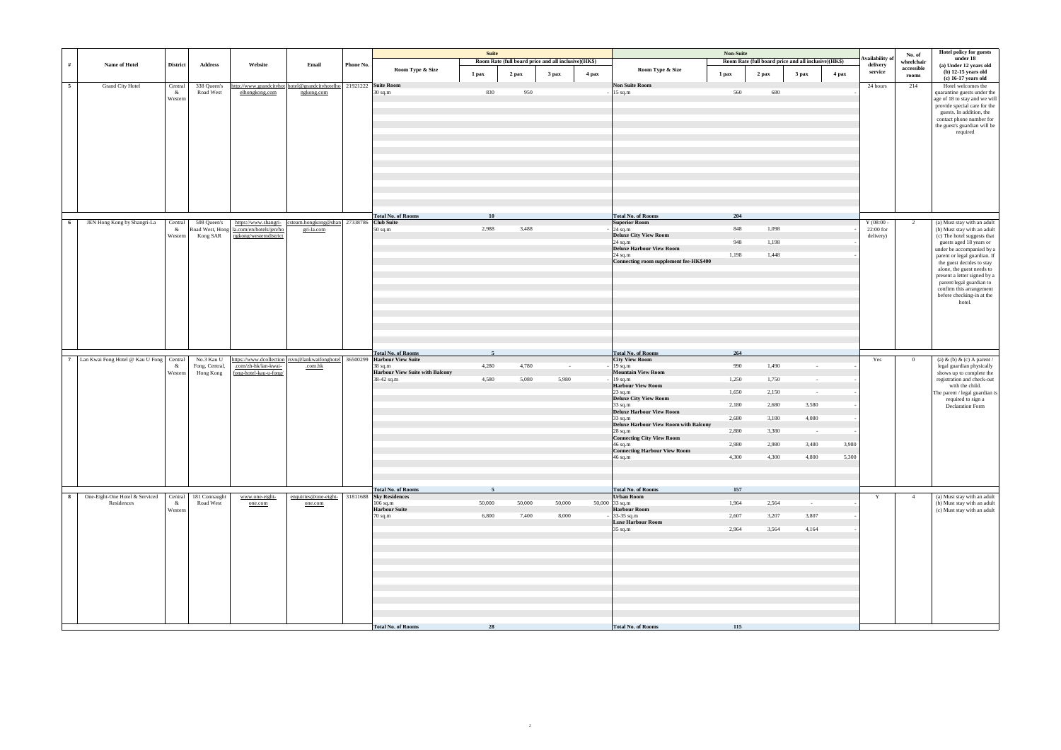| # | Name of Hotel | District | Address | Website | Email | Phone No. | Suite | | | | | Non-Suite | | | | | Availability of delivery service | No. of wheelchair accessible rooms | Hotel policy for guests under 18 (a) Under 12 years old (b) 12-15 years old (c) 16-17 years old |
|---|---|---|---|---|---|---|---|---|---|---|---|---|---|---|---|---|---|---|---|
| | | | | | | | Room Type & Size | Room Rate (full board price and all inclusive)(HK$) | | | | Room Type & Size | Room Rate (full board price and all inclusive)(HK$) | | | | | | |
| | | | | | | | | 1 pax | 2 pax | 3 pax | 4 pax | | 1 pax | 2 pax | 3 pax | 4 pax | | | |
| 5 | Grand City Hotel | Central & Western | 338 Queen's Road West | http://www.grandcityhotelhongkong.com | hotel@grandcityhotelhongkong.com | 21921222 | **Suite Room** 30 sq.m | 830 | 950 | | - | **Non Suite Room** 15 sq.m | 560 | 680 | | - | 24 hours | 214 | Hotel welcomes the quarantine guests under the age of 18 to stay and we will provide special care for the guests. In addition, the contact phone number for the guest's guardian will be required |
| | | | | | | | **Total No. of Rooms** | 10 | | | | **Total No. of Rooms** | 204 | | | | | | |
| 6 | JEN Hong Kong by Shangri-La | Central & Western | 508 Queen's Road West, Hong Kong SAR | https://www.shangri-la.com/en/hotels/jen/hongkong/westerndistrict | csteam.hongkong@shangri-la.com | 27338786 | **Club Suite** 50 sq.m | 2,988 | 3,488 | | - | **Superior Room** 24 sq.m | 848 | 1,098 | | - | Y (08:00 - 22:00 for delivery) | 2 | (a) Must stay with an adult (b) Must stay with an adult (c) The hotel suggests that guests aged 18 years or under be accompanied by a parent or legal guardian. If the guest decides to stay alone, the guest needs to present a letter signed by a parent/legal guardian to confirm this arrangement before checking-in at the hotel. |
| | | | | | | | | | | | | **Deluxe City View Room** 24 sq.m | 948 | 1,198 | | - | | | |
| | | | | | | | | | | | | **Deluxe Harbour View Room** 24 sq.m | 1,198 | 1,448 | | - | | | |
| | | | | | | | | | | | | **Connecting room supplement fee-HK$400** | | | | | | | |
| | | | | | | | **Total No. of Rooms** | 5 | | | | **Total No. of Rooms** | 264 | | | | | | |
| 7 | Lan Kwai Fong Hotel @ Kau U Fong | Central & Western | No.3 Kau U Fong, Central, Hong Kong | https://www.dcollection.com/zh-hk/lan-kwai-fong-hotel-kau-u-fong/ | rsvn@lankwaifonghotel.com.hk | 36500299 | **Harbour View Suite** 38 sq.m | 4,280 | 4,780 | - | - | **City View Room** 19 sq.m | 990 | 1,490 | - | - | Yes | 0 | (a) & (b) & (c) A parent / legal guardian physically shows up to complete the registration and check-out with the child. The parent / legal guardian is required to sign a Declaration Form |
| | | | | | | | **Harbour View Suite with Balcony** 38-42 sq.m | 4,580 | 5,080 | 5,980 | - | **Mountain View Room** 19 sq.m | 1,250 | 1,750 | - | - | | | |
| | | | | | | | | | | | | **Harbour View Room** 23 sq.m | 1,650 | 2,150 | - | - | | | |
| | | | | | | | | | | | | **Deluxe City View Room** 33 sq.m | 2,180 | 2,680 | 3,580 | - | | | |
| | | | | | | | | | | | | **Deluxe Harbour View Room** 33 sq.m | 2,680 | 3,180 | 4,080 | - | | | |
| | | | | | | | | | | | | **Deluxe Harbour View Room with Balcony** 28 sq.m | 2,880 | 3,380 | - | - | | | |
| | | | | | | | | | | | | **Connecting City View Room** 46 sq.m | 2,980 | 2,980 | 3,480 | 3,980 | | | |
| | | | | | | | | | | | | **Connecting Harbour View Room** 46 sq.m | 4,300 | 4,300 | 4,800 | 5,300 | | | |
| | | | | | | | **Total No. of Rooms** | 5 | | | | **Total No. of Rooms** | 157 | | | | | | |
| 8 | One-Eight-One Hotel & Serviced Residences | Central & Western | 181 Connaught Road West | www.one-eight-one.com | enquiries@one-eight-one.com | 31811688 | **Sky Residences** 106 sq.m | 50,000 | 50,000 | 50,000 | 50,000 | **Urban Room** 33 sq.m | 1,964 | 2,564 | - | - | Y | 4 | (a) Must stay with an adult (b) Must stay with an adult (c) Must stay with an adult |
| | | | | | | | **Harbour Suite** 70 sq.m | 6,800 | 7,400 | 8,000 | - | **Harbour Room** 33-35 sq.m | 2,607 | 3,207 | 3,807 | - | | | |
| | | | | | | | | | | | | **Luxe Harbour Room** 35 sq.m | 2,964 | 3,564 | 4,164 | - | | | |
| | | | | | | | **Total No. of Rooms** | 28 | | | | **Total No. of Rooms** | 115 | | | | | | |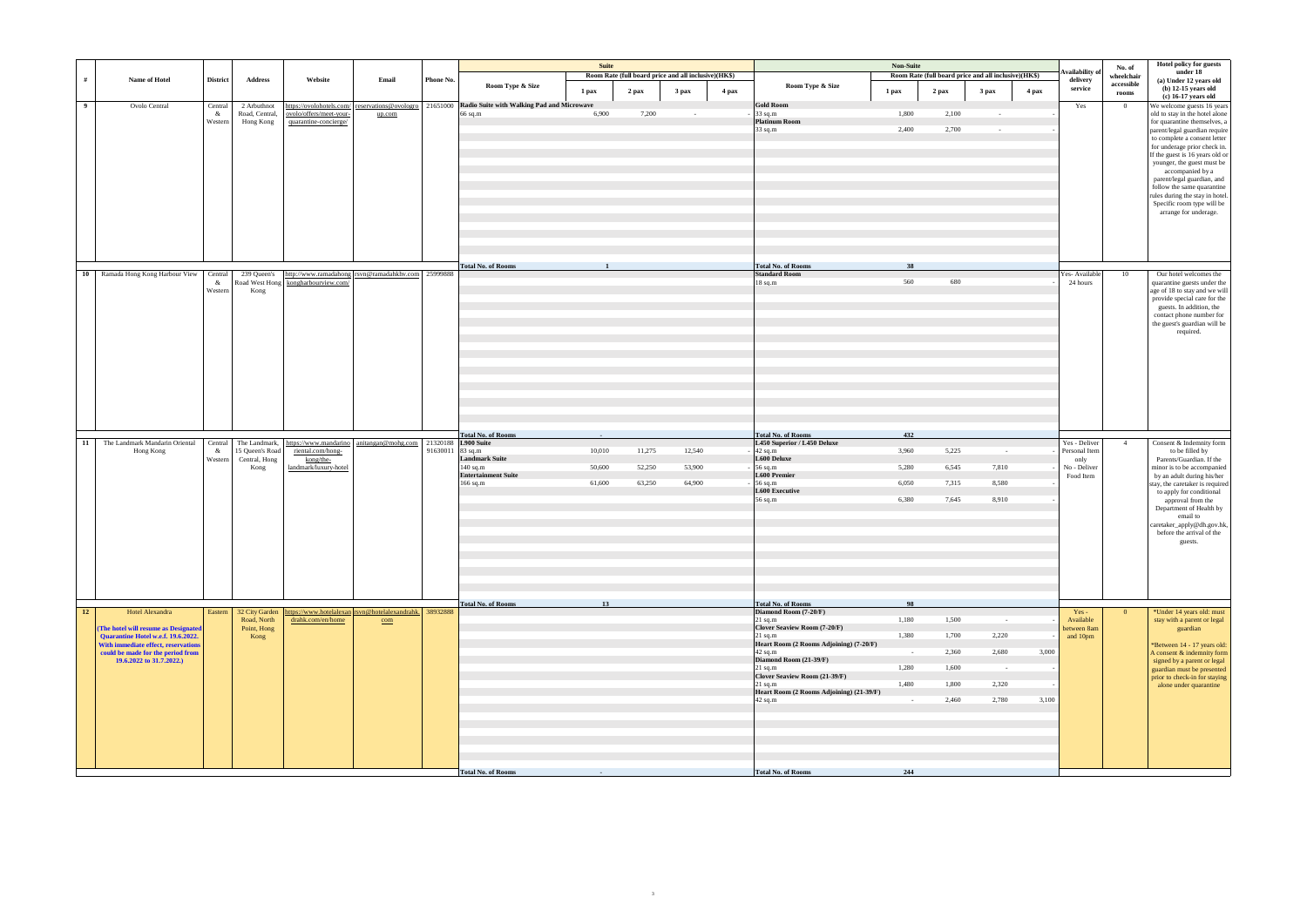| # | Name of Hotel | District | Address | Website | Email | Phone No. | Suite | | | | | Non-Suite | | | | | Availability of delivery service | No. of wheelchair accessible rooms | Hotel policy for guests under 18 (a) Under 12 years old (b) 12-15 years old (c) 16-17 years old |
|---|---|---|---|---|---|---|---|---|---|---|---|---|---|---|---|---|---|---|---|
| | | | | | | | Room Type & Size | Room Rate (full board price and all inclusive)(HK$) | | | | Room Type & Size | Room Rate (full board price and all inclusive)(HK$) | | | | | | |
| | | | | | | | | 1 pax | 2 pax | 3 pax | 4 pax | | 1 pax | 2 pax | 3 pax | 4 pax | | | |
| 9 | Ovolo Central | Central & Western | 2 Arbuthnot Road, Central, Hong Kong | https://ovolohotels.com/ovolo/offers/meet-your-quarantine-concierge/ | reservations@ovologroup.com | 21651000 | Radio Suite with Walking Pad and Microwave | | | | | Gold Room | | | | | Yes | 0 | We welcome guests 16 years old to stay in the hotel alone for quarantine themselves, a parent/legal guardian require to complete a consent letter for underage prior check in. If the guest is 16 years old or younger, the guest must be accompanied by a parent/legal guardian, and follow the same quarantine rules during the stay in hotel. Specific room type will be arrange for underage. |
| | | | | | | | 66 sq.m | 6,900 | 7,200 | - | - | 33 sq.m | 1,800 | 2,100 | - | - | | | |
| | | | | | | | | | | | | Platinum Room | | | | | | | |
| | | | | | | | | | | | | 33 sq.m | 2,400 | 2,700 | - | - | | | |
| | | | | | | | Total No. of Rooms | 1 | | | | Total No. of Rooms | 38 | | | | | | |
| 10 | Ramada Hong Kong Harbour View | Central & Western | 239 Queen's Road West Hong Kong | http://www.ramadahongkongharbourview.com/ | rsvn@ramadahkhv.com | 25999888 | | | | | | Standard Room | | | | | Yes- Available 24 hours | 10 | Our hotel welcomes the quarantine guests under the age of 18 to stay and we will provide special care for the guests. In addition, the contact phone number for the guest's guardian will be required. |
| | | | | | | | | | | | | 18 sq.m | 560 | 680 | | - | | | |
| | | | | | | | Total No. of Rooms | - | | | | Total No. of Rooms | 432 | | | | | | |
| 11 | The Landmark Mandarin Oriental Hong Kong | Central & Western | The Landmark, 15 Queen's Road Central, Hong Kong | https://www.mandarinoriental.com/hong-kong/the-landmark/luxury-hotel | anitangan@mohg.com | 21320188 91630011 | L900 Suite | | | | | L450 Superior / L450 Deluxe | | | | | Yes - Deliver Personal Item only No - Deliver Food Item | 4 | Consent & Indemnity form to be filled by Parents/Guardian. If the minor is to be accompanied by an adult during his/her stay, the caretaker is required to apply for conditional approval from the Department of Health by email to caretaker_apply@dh.gov.hk, before the arrival of the guests. |
| | | | | | | | 83 sq.m | 10,010 | 11,275 | 12,540 | - | 42 sq.m | 3,960 | 5,225 | - | - | | | |
| | | | | | | | Landmark Suite | | | | | L600 Deluxe | | | | | | | |
| | | | | | | | 140 sq.m | 50,600 | 52,250 | 53,900 | - | 56 sq.m | 5,280 | 6,545 | 7,810 | - | | | |
| | | | | | | | Entertainment Suite | | | | | L600 Premier | | | | | | | |
| | | | | | | | 166 sq.m | 61,600 | 63,250 | 64,900 | - | 56 sq.m | 6,050 | 7,315 | 8,580 | - | | | |
| | | | | | | | | | | | | L600 Executive | | | | | | | |
| | | | | | | | | | | | | 56 sq.m | 6,380 | 7,645 | 8,910 | - | | | |
| | | | | | | | Total No. of Rooms | 13 | | | | Total No. of Rooms | 98 | | | | | | |
| 12 | Hotel Alexandra (The hotel will resume as Designated Quarantine Hotel w.e.f. 19.6.2022. With immediate effect, reservations could be made for the period from 19.6.2022 to 31.7.2022.) | Eastern | 32 City Garden Road, North Point, Hong Kong | https://www.hotelalexandrahk.com/en/home | rsvn@hotelalexandrahk.com | 38932888 | | | | | | Diamond Room (7-20/F) | | | | | Yes - Available between 8am and 10pm | 0 | *Under 14 years old: must stay with a parent or legal guardian *Between 14 - 17 years old: A consent & indemnity form signed by a parent or legal guardian must be presented prior to check-in for staying alone under quarantine |
| | | | | | | | | | | | | 21 sq.m | 1,180 | 1,500 | - | - | | | |
| | | | | | | | | | | | | Clever Seaview Room (7-20/F) | | | | | | | |
| | | | | | | | | | | | | 21 sq.m | 1,380 | 1,700 | 2,220 | - | | | |
| | | | | | | | | | | | | Heart Room (2 Rooms Adjoining) (7-20/F) | | | | | | | |
| | | | | | | | | | | | | 42 sq.m | - | 2,360 | 2,680 | 3,000 | | | |
| | | | | | | | | | | | | Diamond Room (21-39/F) | | | | | | | |
| | | | | | | | | | | | | 21 sq.m | 1,280 | 1,600 | - | - | | | |
| | | | | | | | | | | | | Clever Seaview Room (21-39/F) | | | | | | | |
| | | | | | | | | | | | | 21 sq.m | 1,480 | 1,800 | 2,320 | - | | | |
| | | | | | | | | | | | | Heart Room (2 Rooms Adjoining) (21-39/F) | | | | | | | |
| | | | | | | | | | | | | 42 sq.m | - | 2,460 | 2,780 | 3,100 | | | |
| | | | | | | | Total No. of Rooms | - | | | | Total No. of Rooms | 244 | | | | | | |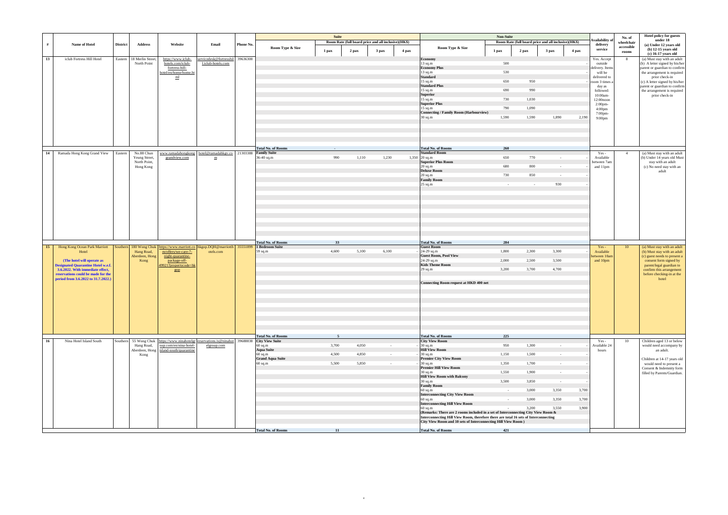| # | Name of Hotel | District | Address | Website | Email | Phone No. | Suite | | | | | Non-Suite | | | | | Availability of delivery service | No. of wheelchair accessible rooms | Hotel policy for guests under 18 (a) Under 12 years old (b) 12-15 years old (c) 16-17 years old |
|---|---|---|---|---|---|---|---|---|---|---|---|---|---|---|---|---|---|---|---|
| | | | | | | | Room Type & Size | Room Rate (full board price and all inclusive)(HK$) | | | | Room Type & Size | Room Rate (full board price and all inclusive)(HK$) | | | | | | |
| | | | | | | | | 1 pax | 2 pax | 3 pax | 4 pax | | 1 pax | 2 pax | 3 pax | 4 pax | | | |
| 13 | iclub Fortress Hill Hotel | Eastern | 18 Merlin Street, North Point | https://www.iclub-hotels.com/iclub-fortress-hill-hotel/en/home/home.html | servicedesk@fortresshill.iclub-hotels.com | 39636300 | | | | | | **Economy** 13 sq.m | 500 | | | - | Yes. Accept outside delivery. Items will be delivered to room 3 times a day as followed: 10:00am-12:00noon 2:00pm-4:00pm 7:00pm-9:00pm | 8 | (a) Must stay with an adult (b) A letter signed by his/her parent or guardian to confirm the arrangement is required prior check-in (c) A letter signed by his/her parent or guardian to confirm the arrangement is required prior check-in |
| | | | | | | | | | | | | **Economy Plus** 13 sq.m | 530 | | | - | | | |
| | | | | | | | | | | | | **Standard** 15 sq.m | 650 | 950 | | - | | | |
| | | | | | | | | | | | | **Standard Plus** 15 sq.m | 690 | 990 | | | | | |
| | | | | | | | | | | | | **Superior** 15 sq.m | 730 | 1,030 | | | | | |
| | | | | | | | | | | | | **Superior Plus** 15 sq.m | 790 | 1,090 | | | | | |
| | | | | | | | | | | | | **Connecting / Family Room (Harbourview)** 30 sq.m | 1,590 | 1,590 | 1,890 | 2,190 | | | |
| | | | | | | | **Total No. of Rooms** | - | | | | **Total No. of Rooms** | 260 | | | | | | |
| 14 | Ramada Hong Kong Grand View | Eastern | No.88 Chun Yeung Street, North Point, Hong Kong | www.ramadahongkonggrandview.com | hotel@ramadahkgv.com | 21303388 | **Family Suite** 36-40 sq.m | 990 | 1,110 | 1,230 | 1,350 | **Standard Room** 20 sq.m | 650 | 770 | - | - | Yes - Available between 7am and 11pm | 4 | (a) Must stay with an adult (b) Under 14 years old Must stay with an adult (c) No need stay with an adult |
| | | | | | | | | | | | | **Superior Plus Room** 20 sq.m | 680 | 800 | - | - | | | |
| | | | | | | | | | | | | **Deluxe Room** 20 sq.m | 730 | 850 | - | - | | | |
| | | | | | | | | | | | | **Family Room** 25 sq.m | - | - | 930 | - | | | |
| | | | | | | | **Total No. of Rooms** | 33 | | | | **Total No. of Rooms** | 284 | | | | | | |
| 15 | Hong Kong Ocean Park Marriott Hotel **(The hotel will operate as Designated Quarantine Hotel w.e.f. 3.6.2022. With immediate effect, reservations could be made for the period from 3.6.2022 to 31.7.2022.)** | Southern | 180 Wong Chuk Hang Road, Aberdeen, Hong Kong | https://www.marriott.com/offers/we-care-7-night-quarantine-package-off-49921?propertycode=hkgop | hkgop.DQH@marriotthotels.com | 35551899 | **1 Bedroom Suite** 59 sq.m | 4,600 | 5,100 | 6,100 | - | **Guest Room** 24-29 sq.m | 1,800 | 2,300 | 3,300 | - | Yes - Available between 10am and 10pm | 10 | (a) Must stay with an adult (b) Must stay with an adult (c) guest needs to present a consent form signed by parent/legal guardian to confirm this arrangement before checking-in at the hotel |
| | | | | | | | | | | | | **Guest Room, Pool View** 24-29 sq.m | 2,000 | 2,500 | 3,500 | | | | |
| | | | | | | | | | | | | **Kids Theme Room** 29 sq.m | 3,200 | 3,700 | 4,700 | | | | |
| | | | | | | | | | | | | **Connecting Room request at HKD 400 net** | | | | | | | |
| | | | | | | | **Total No. of Rooms** | 5 | | | | **Total No. of Rooms** | 225 | | | | | | |
| 16 | Nina Hotel Island South | Southern | 55 Wong Chuk Hang Road, Aberdeen, Hong Kong | https://www.ninahotelgroup.com/en/nina-hotel-island-south/quarantine | reservations.is@ninahotelgroup.com | 39688838 | **City View Suite** 60 sq.m | 3,700 | 4,050 | - | - | **City View Room** 30 sq.m | 950 | 1,300 | - | - | Yes - Available 24 hours | 10 | Children aged 13 or below would need accompany by an adult. Children at 14-17 years old would need to present a Consent & Indemnity form filled by Parents/Guardian. |
| | | | | | | | **Aqua Suite** 60 sq.m | 4,500 | 4,850 | - | - | **Hill View Room** 30 sq.m | 1,150 | 1,500 | - | - | | | |
| | | | | | | | **Grand Aqua Suite** 60 sq.m | 5,500 | 5,850 | - | - | **Premier City View Room** 30 sq.m | 1,350 | 1,700 | - | - | | | |
| | | | | | | | | | | | | **Premier Hill View Room** 30 sq.m | 1,550 | 1,900 | - | - | | | |
| | | | | | | | | | | | | **Hill View Room with Balcony** 30 sq.m | 3,500 | 3,850 | - | - | | | |
| | | | | | | | | | | | | **Family Room** 60 sq.m | - | 3,000 | 3,350 | 3,700 | | | |
| | | | | | | | | | | | | **Interconnecting City View Room** 60 sq.m | - | 3,000 | 3,350 | 3,700 | | | |
| | | | | | | | | | | | | **Interconnecting Hill View Room** 60 sq.m | - | 3,200 | 3,550 | 3,900 | | | |
| | | | | | | | | | | | | **(Remarks: There are 2 rooms included in a set of Interconnecting City View Room & Interconnecting Hill View Room, therefore there are total 16 sets of Interconnecting City View Room and 10 sets of Interconnecting Hill View Room )** | | | | | | | |
| | | | | | | | **Total No. of Rooms** | 11 | | | | **Total No. of Rooms** | 421 | | | | | | |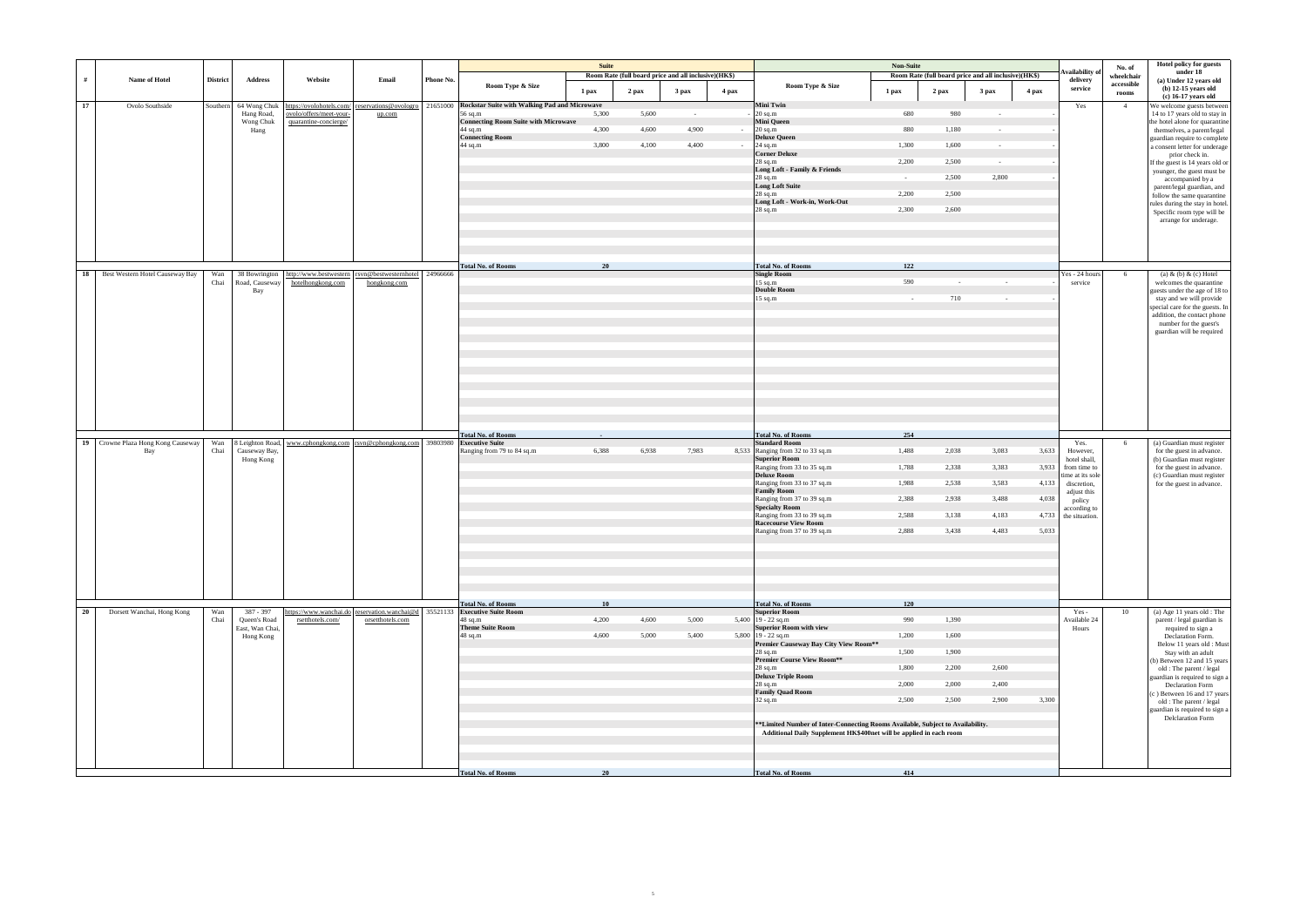| # | Name of Hotel | District | Address | Website | Email | Phone No. | Suite Room Type & Size | Suite 1 pax | Suite 2 pax | Suite 3 pax | Suite 4 pax | Non-Suite Room Type & Size | Non-Suite 1 pax | Non-Suite 2 pax | Non-Suite 3 pax | Non-Suite 4 pax | Availability of delivery service | No. of wheelchair accessible rooms | Hotel policy for guests under 18 (a) Under 12 years old (b) 12-15 years old (c) 16-17 years old |
|---|---|---|---|---|---|---|---|---|---|---|---|---|---|---|---|---|---|---|---|
| | | | | | | | | Room Rate (full board price and all inclusive)(HK$) | | | | | Room Rate (full board price and all inclusive)(HK$) | | | | | | |
| 17 | Ovolo Southside | Southern | 64 Wong Chuk Hang Road, Wong Chuk Hang | https://ovolohotels.com/ovolo/offers/meet-your-quarantine-concierge/ | reservations@ovologroup.com | 21651000 | **Rockstar Suite with Walking Pad and Microwave** 56 sq.m | 5,300 | 5,600 | - | - | **Mini Twin** 20 sq.m | 680 | 980 | - | - | Yes | 4 | We welcome guests between 14 to 17 years old to stay in the hotel alone for quarantine themselves, a parent/legal guardian require to complete a consent letter for underage prior check in. If the guest is 14 years old or younger, the guest must be accompanied by a parent/legal guardian, and follow the same quarantine rules during the stay in hotel. Specific room type will be arrange for underage. |
| | | | | | | | **Connecting Room Suite with Microwave** 44 sq.m | 4,300 | 4,600 | 4,900 | - | **Mini Queen** 20 sq.m | 880 | 1,180 | - | - | | | |
| | | | | | | | **Connecting Room** 44 sq.m | 3,800 | 4,100 | 4,400 | - | **Deluxe Queen** 24 sq.m | 1,300 | 1,600 | - | - | | | |
| | | | | | | | | | | | | **Corner Deluxe** 28 sq.m | 2,200 | 2,500 | - | - | | | |
| | | | | | | | | | | | | **Long Loft - Family & Friends** 28 sq.m | - | 2,500 | 2,800 | - | | | |
| | | | | | | | | | | | | **Long Loft Suite** 28 sq.m | 2,200 | 2,500 | | | | | |
| | | | | | | | | | | | | **Long Loft - Work-in, Work-Out** 28 sq.m | 2,300 | 2,600 | | | | | |
| | | | | | | | **Total No. of Rooms** | 20 | | | | **Total No. of Rooms** | 122 | | | | | | |
| 18 | Best Western Hotel Causeway Bay | Wan Chai | 38 Bowrington Road, Causeway Bay | http://www.bestwesternhotelhongkong.com | rsvn@bestwesternhotelhongkong.com | 24966666 | | | | | | **Single Room** 15 sq.m | 590 | - | - | - | Yes - 24 hours service | 6 | (a) & (b) & (c) Hotel welcomes the quarantine guests under the age of 18 to stay and we will provide special care for the guests. In addition, the contact phone number for the guest's guardian will be required |
| | | | | | | | | | | | | **Double Room** 15 sq.m | - | 710 | - | - | | | |
| | | | | | | | **Total No. of Rooms** | - | | | | **Total No. of Rooms** | 254 | | | | | | |
| 19 | Crowne Plaza Hong Kong Causeway Bay | Wan Chai | 8 Leighton Road, Causeway Bay, Hong Kong | www.cphongkong.com | rsvn@cphongkong.com | 39803980 | **Executive Suite** Ranging from 79 to 84 sq.m | 6,388 | 6,938 | 7,983 | 8,533 | **Standard Room** Ranging from 32 to 33 sq.m | 1,488 | 2,038 | 3,083 | 3,633 | Yes. However, hotel shall, from time to time at its sole discretion, adjust this policy according to the situation. | 6 | (a) Guardian must register for the guest in advance. (b) Guardian must register for the guest in advance. (c) Guardian must register for the guest in advance. |
| | | | | | | | | | | | | **Superior Room** Ranging from 33 to 35 sq.m | 1,788 | 2,338 | 3,383 | 3,933 | | | |
| | | | | | | | | | | | | **Deluxe Room** Ranging from 33 to 37 sq.m | 1,988 | 2,538 | 3,583 | 4,133 | | | |
| | | | | | | | | | | | | **Family Room** Ranging from 37 to 39 sq.m | 2,388 | 2,938 | 3,488 | 4,038 | | | |
| | | | | | | | | | | | | **Specialty Room** Ranging from 33 to 39 sq.m | 2,588 | 3,138 | 4,183 | 4,733 | | | |
| | | | | | | | | | | | | **Racecourse View Room** Ranging from 37 to 39 sq.m | 2,888 | 3,438 | 4,483 | 5,033 | | | |
| | | | | | | | **Total No. of Rooms** | 10 | | | | **Total No. of Rooms** | 120 | | | | | | |
| 20 | Dorsett Wanchai, Hong Kong | Wan Chai | 387 - 397 Queen's Road East, Wan Chai, Hong Kong | https://www.wanchai.dorsetthotels.com/ | reservation.wanchai@dorsetthotels.com | 35521133 | **Executive Suite Room** 48 sq.m | 4,200 | 4,600 | 5,000 | 5,400 | **Superior Room** 19 - 22 sq.m | 990 | 1,390 | | | Yes - Available 24 Hours | 10 | (a) Age 11 years old : The parent / legal guardian is required to sign a Declaration Form. Below 11 years old : Must Stay with an adult (b) Between 12 and 15 years old : The parent / legal guardian is required to sign a Declaration Form (c ) Between 16 and 17 years old : The parent / legal guardian is required to sign a Delclaration Form |
| | | | | | | | **Theme Suite Room** 48 sq.m | 4,600 | 5,000 | 5,400 | 5,800 | **Superior Room with view** 19 - 22 sq.m | 1,200 | 1,600 | | | | | |
| | | | | | | | | | | | | **Premier Causeway Bay City View Room**** 28 sq.m | 1,500 | 1,900 | | | | | |
| | | | | | | | | | | | | **Premier Course View Room**** 28 sq.m | 1,800 | 2,200 | 2,600 | | | | |
| | | | | | | | | | | | | **Deluxe Triple Room** 28 sq.m | 2,000 | 2,000 | 2,400 | | | | |
| | | | | | | | | | | | | **Family Quad Room** 32 sq.m | 2,500 | 2,500 | 2,900 | 3,300 | | | |
| | | | | | | | | | | | | **Limited Number of Inter-Connecting Rooms Available, Subject to Availability. Additional Daily Supplement HK$400net will be applied in each room | | | | | | | |
| | | | | | | | **Total No. of Rooms** | 20 | | | | **Total No. of Rooms** | 414 | | | | | | |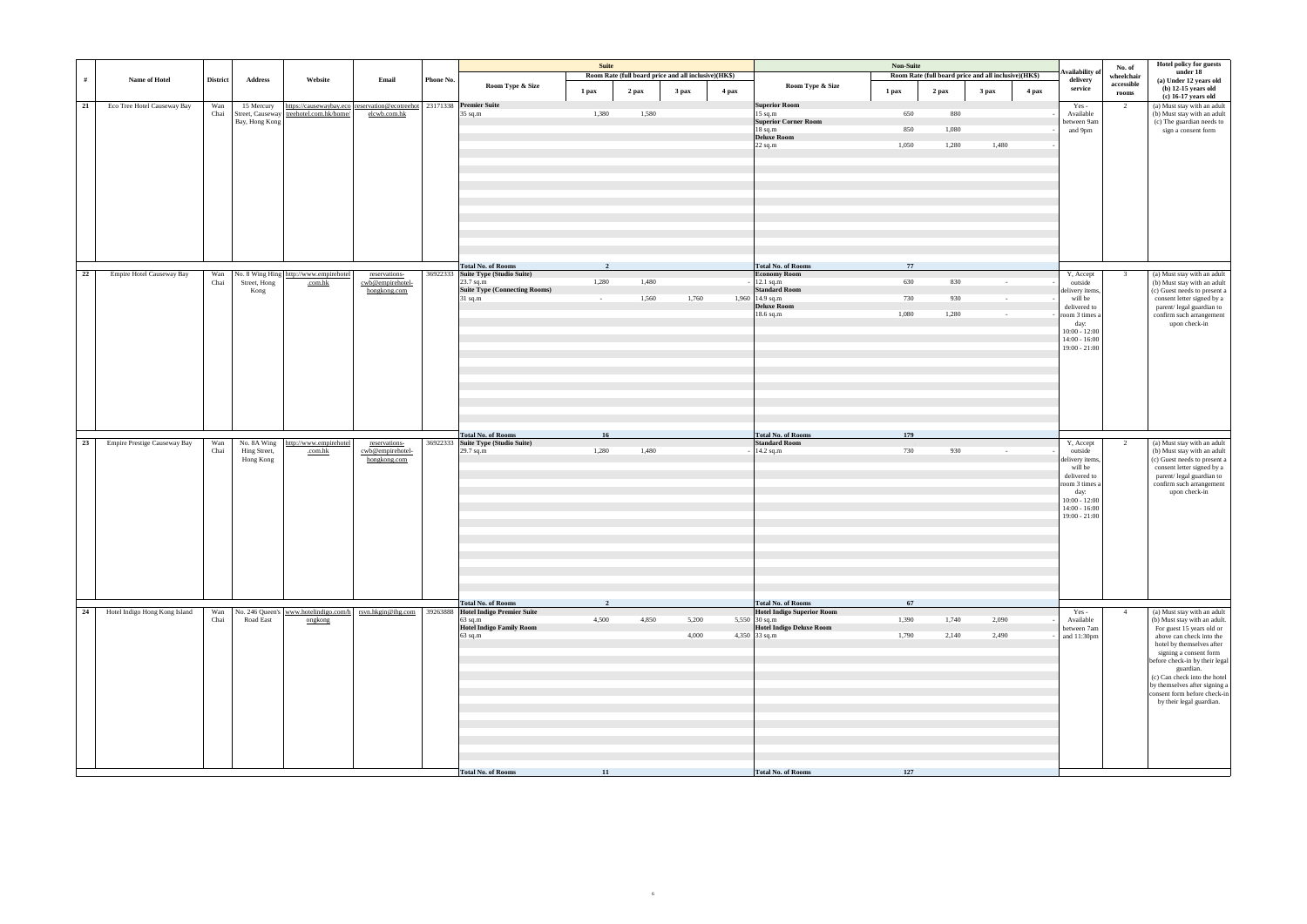| # | Name of Hotel | District | Address | Website | Email | Phone No. | Suite | | | | | Non-Suite | | | | | Availability of delivery service | No. of wheelchair accessible rooms | Hotel policy for guests under 18 (a) Under 12 years old (b) 12-15 years old (c) 16-17 years old |
|---|---|---|---|---|---|---|---|---|---|---|---|---|---|---|---|---|---|---|---|
| | | | | | | | Room Type & Size | Room Rate (full board price and all inclusive)(HK$) | | | | Room Type & Size | Room Rate (full board price and all inclusive)(HK$) | | | | | | |
| | | | | | | | | 1 pax | 2 pax | 3 pax | 4 pax | | 1 pax | 2 pax | 3 pax | 4 pax | | | |
| 21 | Eco Tree Hotel Causeway Bay | Wan Chai | 15 Mercury Street, Causeway Bay, Hong Kong | https://causewaybay.ecotreehotel.com.hk/home/ | reservation@ecotreehotelcwb.com.hk | 23171338 | **Premier Suite** 35 sq.m | 1,380 | 1,580 | | | **Superior Room** 15 sq.m | 650 | 880 | | - | Yes - Available between 9am and 9pm | 2 | (a) Must stay with an adult (b) Must stay with an adult (c) The guardian needs to sign a consent form |
| | | | | | | | | | | | | **Superior Corner Room** 18 sq.m | 850 | 1,080 | | - | | | |
| | | | | | | | | | | | | **Deluxe Room** 22 sq.m | 1,050 | 1,280 | 1,480 | - | | | |
| | | | | | | | **Total No. of Rooms** | 2 | | | | **Total No. of Rooms** | 77 | | | | | | |
| 22 | Empire Hotel Causeway Bay | Wan Chai | No. 8 Wing Hing Street, Hong Kong | http://www.empirehotel.com.hk | reservations-cwb@empirehotel-hongkong.com | 36922333 | **Suite Type (Studio Suite)** 23.7 sq.m | 1,280 | 1,480 | | - | **Economy Room** 12.1 sq.m | 630 | 830 | - | - | Y, Accept outside delivery items, will be delivered to room 3 times a day: 10:00 - 12:00 14:00 - 16:00 19:00 - 21:00 | 3 | (a) Must stay with an adult (b) Must stay with an adult (c) Guest needs to present a consent letter signed by a parent/ legal guardian to confirm such arrangement upon check-in |
| | | | | | | | **Suite Type (Connecting Rooms)** 31 sq.m | - | 1,560 | 1,760 | 1,960 | **Standard Room** 14.9 sq.m | 730 | 930 | - | - | | | |
| | | | | | | | | | | | | **Deluxe Room** 18.6 sq.m | 1,080 | 1,280 | - | - | | | |
| | | | | | | | **Total No. of Rooms** | 16 | | | | **Total No. of Rooms** | 179 | | | | | | |
| 23 | Empire Prestige Causeway Bay | Wan Chai | No. 8A Wing Hing Street, Hong Kong | http://www.empirehotel.com.hk | reservations-cwb@empirehotel-hongkong.com | 36922333 | **Suite Type (Studio Suite)** 29.7 sq.m | 1,280 | 1,480 | | - | **Standard Room** 14.2 sq.m | 730 | 930 | - | - | Y, Accept outside delivery items, will be delivered to room 3 times a day: 10:00 - 12:00 14:00 - 16:00 19:00 - 21:00 | 2 | (a) Must stay with an adult (b) Must stay with an adult (c) Guest needs to present a consent letter signed by a parent/ legal guardian to confirm such arrangement upon check-in |
| | | | | | | | **Total No. of Rooms** | 2 | | | | **Total No. of Rooms** | 67 | | | | | | |
| 24 | Hotel Indigo Hong Kong Island | Wan Chai | No. 246 Queen's Road East | www.hotelindigo.com/hongkong | rsvn.hkgin@ihg.com | 39263888 | **Hotel Indigo Premier Suite** 63 sq.m | 4,500 | 4,850 | 5,200 | 5,550 | **Hotel Indigo Superior Room** 30 sq.m | 1,390 | 1,740 | 2,090 | - | Yes - Available between 7am and 11:30pm | 4 | (a) Must stay with an adult (b) Must stay with an adult. For guest 15 years old or above can check into the hotel by themselves after signing a consent form before check-in by their legal guardian. (c) Can check into the hotel by themselves after signing a consent form before check-in by their legal guardian. |
| | | | | | | | **Hotel Indigo Family Room** 63 sq.m | | | 4,000 | 4,350 | **Hotel Indigo Deluxe Room** 33 sq.m | 1,790 | 2,140 | 2,490 | - | | | |
| | | | | | | | **Total No. of Rooms** | 11 | | | | **Total No. of Rooms** | 127 | | | | | | |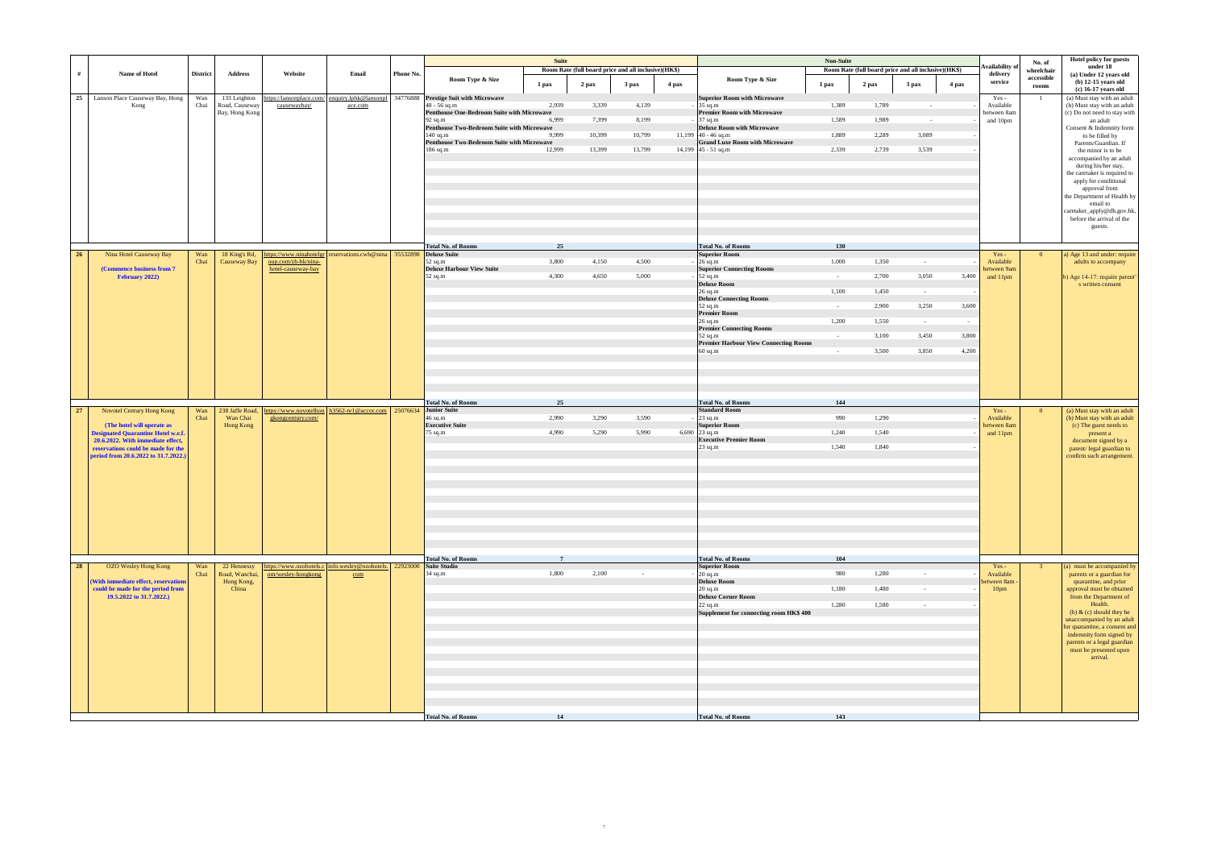| # | Name of Hotel | District | Address | Website | Email | Phone No. | Suite | | | | | Non-Suite | | | | | Availability of delivery service | No. of wheelchair accessible rooms | Hotel policy for guests under 18 (a) Under 12 years old (b) 12-15 years old (c) 16-17 years old |
|---|---|---|---|---|---|---|---|---|---|---|---|---|---|---|---|---|---|---|---|
| | | | | | | | Room Type & Size | Room Rate (full board price and all inclusive)(HK$) | | | | Room Type & Size | Room Rate (full board price and all inclusive)(HK$) | | | | | | |
| | | | | | | | | 1 pax | 2 pax | 3 pax | 4 pax | | 1 pax | 2 pax | 3 pax | 4 pax | | | |
| 25 | Lanson Place Causeway Bay, Hong Kong | Wan Chai | 133 Leighton Road, Causeway Bay, Hong Kong | https://lansonplace.com/causewaybay/ | enquiry.lphk@lansonplace.com | 34776888 | **Prestige Suit with Microwave** 48 - 56 sq.m | 2,939 | 3,339 | 4,139 | - | **Superior Room with Microwave** 35 sq.m | 1,389 | 1,789 | - | - | Yes - Available between 8am and 10pm | 1 | (a) Must stay with an adult (b) Must stay with an adult (c) Do not need to stay with an adult Consent & Indemnity form to be filled by Parents/Guardian. If the minor is to be accompanied by an adult during his/her stay, the caretaker is required to apply for conditional approval from the Department of Health by email to caretaker_apply@dh.gov.hk, before the arrival of the guests. |
| | | | | | | | **Penthouse One-Bedroom Suite with Microwave** 92 sq.m | 6,999 | 7,399 | 8,199 | - | **Premier Room with Microwave** 37 sq.m | 1,589 | 1,989 | - | - | | | |
| | | | | | | | **Penthouse Two-Bedroom Suite with Microwave** 140 sq.m | 9,999 | 10,399 | 10,799 | 11,199 | **Deluxe Room with Microwave** 40 - 46 sq.m | 1,889 | 2,289 | 3,089 | - | | | |
| | | | | | | | **Penthouse Two-Bedroom Suite with Microwave** 186 sq.m | 12,999 | 13,399 | 13,799 | 14,199 | **Grand Luxe Room with Microwave** 45 - 51 sq.m | 2,339 | 2,739 | 3,539 | - | | | |
| | | | | | | | **Total No. of Rooms** | 25 | | | | **Total No. of Rooms** | 130 | | | | | | |
| 26 | Nina Hotel Causeway Bay **(Commence business from 7 February 2022)** | Wan Chai | 18 King's Rd, Causeway Bay | https://www.ninahotelgroup.com/zh-hk/nina-hotel-causeway-bay | reservations.cwb@nina | 35532898 | **Deluxe Suite** 52 sq.m | 3,800 | 4,150 | 4,500 | - | **Superior Room** 26 sq.m | 1,000 | 1,350 | - | - | Yes - Available between 9am and 11pm | 0 | a) Age 13 and under: require adults to accompany b) Age 14-17: require parent's written consent |
| | | | | | | | **Deluxe Harbour View Suite** 52 sq.m | 4,300 | 4,650 | 5,000 | - | **Superior Connecting Rooms** 52 sq.m | - | 2,700 | 3,050 | 3,400 | | | |
| | | | | | | | | | | | | **Deluxe Room** 26 sq.m | 1,100 | 1,450 | - | - | | | |
| | | | | | | | | | | | | **Deluxe Connecting Rooms** 52 sq.m | - | 2,900 | 3,250 | 3,600 | | | |
| | | | | | | | | | | | | **Premier Room** 26 sq.m | 1,200 | 1,550 | - | - | | | |
| | | | | | | | | | | | | **Premier Connecting Rooms** 52 sq.m | - | 3,100 | 3,450 | 3,800 | | | |
| | | | | | | | | | | | | **Premier Harbour View Connecting Rooms** 60 sq.m | - | 3,500 | 3,850 | 4,200 | | | |
| | | | | | | | **Total No. of Rooms** | 25 | | | | **Total No. of Rooms** | 144 | | | | | | |
| 27 | Novotel Century Hong Kong **(The hotel will operate as Designated Quarantine Hotel w.e.f. 20.6.2022. With immediate effect, reservations could be made for the period from 20.6.2022 to 31.7.2022.)** | Wan Chai | 238 Jaffe Road, Wan Chai Hong Kong | https://www.novotelhongkongcentury.com/ | h3562-re1@accor.com | 25076634 | **Junior Suite** 46 sq.m | 2,990 | 3,290 | 3,590 | - | **Standard Room** 23 sq.m | 990 | 1,290 | | - | Yes - Available between 8am and 11pm | 0 | (a) Must stay with an adult (b) Must stay with an adult (c) The guest needs to present a document signed by a parent/ legal guardian to confirm such arrangement. |
| | | | | | | | **Executive Suite** 75 sq.m | 4,990 | 5,290 | 5,990 | 6,690 | **Superior Room** 23 sq.m | 1,240 | 1,540 | | - | | | |
| | | | | | | | | | | | | **Executive Premier Room** 23 sq.m | 1,540 | 1,840 | | - | | | |
| | | | | | | | **Total No. of Rooms** | 7 | | | | **Total No. of Rooms** | 104 | | | | | | |
| 28 | OZO Wesley Hong Kong **(With immediate effect, reservations could be made for the period from 19.5.2022 to 31.7.2022.)** | Wan Chai | 22 Hennessy Road, Wanchai, Hong Kong, China | https://www.ozohotels.com/wesley-hongkong | info.wesley@ozohotels.com | 22923000 | **Suite Studio** 34 sq.m | 1,800 | 2,100 | - | - | **Superior Room** 20 sq.m | 980 | 1,280 | - | - | Yes - Available between 8am - 10pm | 3 | (a) must be accompanied by parents or a guardian for quarantine, and prior approval must be obtained from the Department of Health. (b) & (c) should they be unaccompanied by an adult for quarantine, a consent and indemnity form signed by parents or a legal guardian must be presented upon arrival. |
| | | | | | | | | | | | | **Deluxe Room** 20 sq.m | 1,180 | 1,480 | - | - | | | |
| | | | | | | | | | | | | **Deluxe Corner Room** 22 sq.m | 1,280 | 1,580 | - | - | | | |
| | | | | | | | | | | | | **Supplement for connecting room HK$ 400** | | | | | | | |
| | | | | | | | **Total No. of Rooms** | 14 | | | | **Total No. of Rooms** | 143 | | | | | | |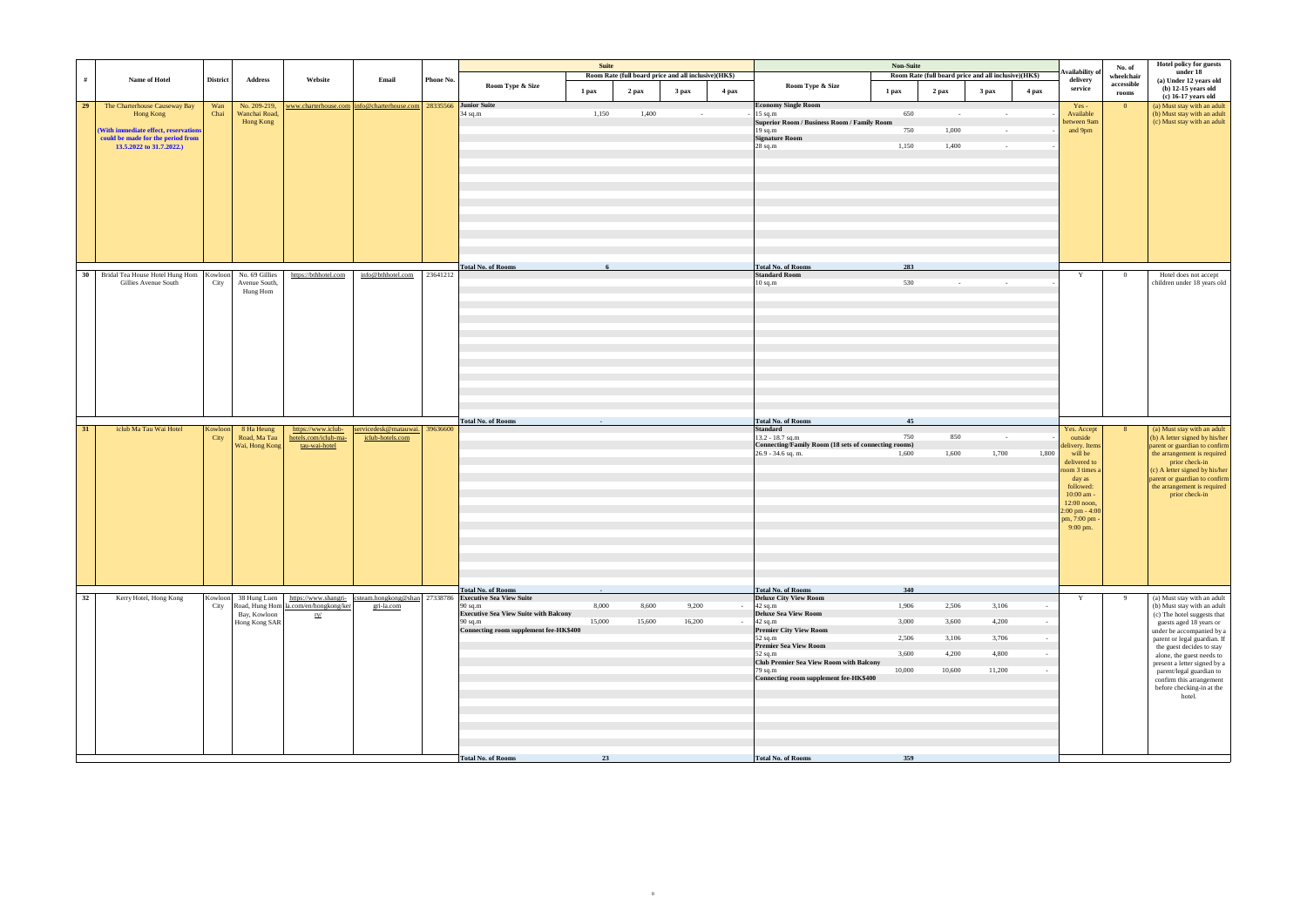| # | Name of Hotel | District | Address | Website | Email | Phone No. | Suite | | | | | Non-Suite | | | | | Availability of delivery service | No. of wheelchair accessible rooms | Hotel policy for guests under 18 (a) Under 12 years old (b) 12-15 years old (c) 16-17 years old |
|---|---|---|---|---|---|---|---|---|---|---|---|---|---|---|---|---|---|---|---|
| | | | | | | | Room Type & Size | Room Rate (full board price and all inclusive)(HK$) | | | | Room Type & Size | Room Rate (full board price and all inclusive)(HK$) | | | | | | |
| | | | | | | | | 1 pax | 2 pax | 3 pax | 4 pax | | 1 pax | 2 pax | 3 pax | 4 pax | | | |
| 29 | The Charterhouse Causeway Bay Hong Kong (With immediate effect, reservations could be made for the period from 13.5.2022 to 31.7.2022.) | Wan Chai | No. 209-219, Wanchai Road, Hong Kong | www.charterhouse.com | info@charterhouse.com | 28335566 | **Junior Suite** 34 sq.m | 1,150 | 1,400 | - | - | **Economy Single Room** 15 sq.m | 650 | - | - | - | Yes - Available between 9am and 9pm | 0 | (a) Must stay with an adult (b) Must stay with an adult (c) Must stay with an adult |
| | | | | | | | | | | | | **Superior Room / Business Room / Family Room** 19 sq.m | 750 | 1,000 | - | - | | | |
| | | | | | | | | | | | | **Signature Room** 28 sq.m | 1,150 | 1,400 | - | - | | | |
| | | | | | | | **Total No. of Rooms** | 6 | | | | **Total No. of Rooms** | 283 | | | | | | |
| 30 | Bridal Tea House Hotel Hung Hom Gillies Avenue South | Kowloon City | No. 69 Gillies Avenue South, Hung Hom | https://bthhotel.com | info@bthhotel.com | 23641212 | | | | | | **Standard Room** 10 sq.m | 530 | - | - | - | Y | 0 | Hotel does not accept children under 18 years old |
| | | | | | | | **Total No. of Rooms** | - | | | | **Total No. of Rooms** | 45 | | | | | | |
| 31 | iclub Ma Tau Wai Hotel | Kowloon City | 8 Ha Heung Road, Ma Tau Wai, Hong Kong | https://www.iclub-hotels.com/iclub-ma-tau-wai-hotel | servicedesk@matauwai.iclub-hotels.com | 39636600 | | | | | | **Standard** 13.2 - 18.7 sq.m | 750 | 850 | - | - | Yes. Accept outside delivery. Items will be delivered to room 3 times a day as followed: 10:00 am - 12:00 noon, 2:00 pm - 4:00 pm, 7:00 pm - 9:00 pm. | 8 | (a) Must stay with an adult (b) A letter signed by his/her parent or guardian to confirm the arrangement is required prior check-in (c) A letter signed by his/her parent or guardian to confirm the arrangement is required prior check-in |
| | | | | | | | | | | | | **Connecting/Family Room (18 sets of connecting rooms)** 26.9 - 34.6 sq. m. | 1,600 | 1,600 | 1,700 | 1,800 | | | |
| | | | | | | | **Total No. of Rooms** | - | | | | **Total No. of Rooms** | 340 | | | | | | |
| 32 | Kerry Hotel, Hong Kong | Kowloon City | 38 Hung Luen Road, Hung Hom Bay, Kowloon Hong Kong SAR | https://www.shangri-la.com/en/hongkong/kerry/ | csteam.hongkong@shangri-la.com | 27338786 | **Executive Sea View Suite** 90 sq.m | 8,000 | 8,600 | 9,200 | - | **Deluxe City View Room** 42 sq.m | 1,906 | 2,506 | 3,106 | - | Y | 9 | (a) Must stay with an adult (b) Must stay with an adult (c) The hotel suggests that guests aged 18 years or under be accompanied by a parent or legal guardian. If the guest decides to stay alone, the guest needs to present a letter signed by a parent/legal guardian to confirm this arrangement before checking-in at the hotel. |
| | | | | | | | **Executive Sea View Suite with Balcony** 90 sq.m | 15,000 | 15,600 | 16,200 | - | **Deluxe Sea View Room** 42 sq.m | 3,000 | 3,600 | 4,200 | - | | | |
| | | | | | | | **Connecting room supplement fee-HK$400** | | | | | **Premier City View Room** 52 sq.m | 2,506 | 3,106 | 3,706 | - | | | |
| | | | | | | | | | | | | **Premier Sea View Room** 52 sq.m | 3,600 | 4,200 | 4,800 | - | | | |
| | | | | | | | | | | | | **Club Premier Sea View Room with Balcony** 79 sq.m | 10,000 | 10,600 | 11,200 | - | | | |
| | | | | | | | | | | | | **Connecting room supplement fee-HK$400** | | | | | | | |
| | | | | | | | **Total No. of Rooms** | 23 | | | | **Total No. of Rooms** | 359 | | | | | | |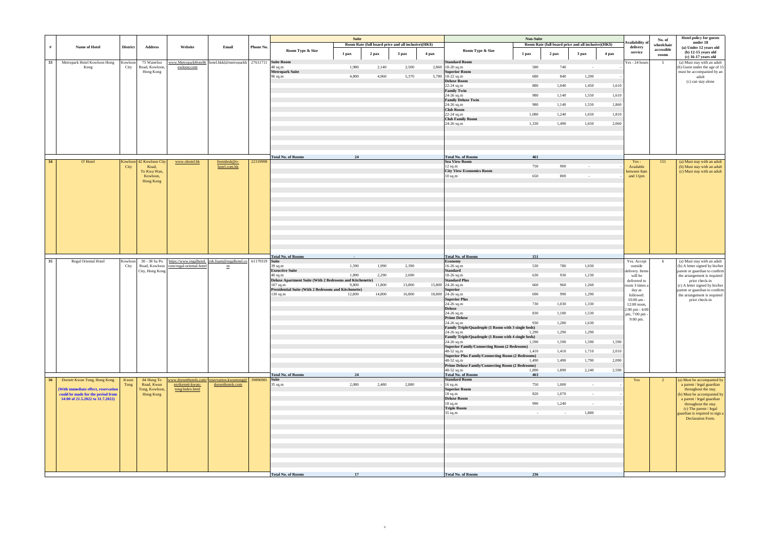| # | Name of Hotel | District | Address | Website | Email | Phone No. | Suite | | | | | Non-Suite | | | | | Availability of delivery service | No. of wheelchair accessible rooms | Hotel policy for guests under 18 (a) Under 12 years old (b) 12-15 years old (c) 16-17 years old |
|---|---|---|---|---|---|---|---|---|---|---|---|---|---|---|---|---|---|---|---|
| | | | | | | | Room Type & Size | Room Rate (full board price and all inclusive)(HK$) | | | | Room Type & Size | Room Rate (full board price and all inclusive)(HK$) | | | | | | |
| | | | | | | | | 1 pax | 2 pax | 3 pax | 4 pax | | 1 pax | 2 pax | 3 pax | 4 pax | | | |
| 33 | Metropark Hotel Kowloon Hong Kong | Kowloon City | 75 Waterloo Road, Kowloon, Hong Kong | www.MetroparkHotelKowloon.com | hotel.hkkl@metroparkh | 27611711 | **Suite Room** 48 sq.m | 1,980 | 2,140 | 2,500 | 2,860 | **Standard Room** 18-20 sq.m | 580 | 740 | - | - | Yes - 24 hours | 5 | (a) Must stay with an adult (b) Guest under the age of 15 must be accompanied by an adult (c) can stay alone |
| | | | | | | | **Metropark Suite** 96 sq.m | 4,800 | 4,960 | 5,370 | 5,780 | **Superior Room** 18-22 sq.m | 680 | 840 | 1,200 | - | | | |
| | | | | | | | | | | | | **Deluxe Room** 22-24 sq.m | 880 | 1,040 | 1,450 | 1,610 | | | |
| | | | | | | | | | | | | **Family Twin** 24-26 sq.m | 980 | 1,140 | 1,550 | 1,610 | | | |
| | | | | | | | | | | | | **Family Deluxe Twin** 24-26 sq.m | 980 | 1,140 | 1,550 | 1,860 | | | |
| | | | | | | | | | | | | **Club Room** 22-24 sq.m | 1,080 | 1,240 | 1,650 | 1,810 | | | |
| | | | | | | | | | | | | **Club Family Room** 24-26 sq.m | 1,330 | 1,490 | 1,650 | 2,060 | | | |
| | | | | | | | **Total No. of Rooms** | 24 | | | | **Total No. of Rooms** | 461 | | | | | | |
| 34 | O' Hotel | Kowloon City | 42 Kowloon City Road, To Kwa Wan, Kowloon, Hong Kong | www.ohotel.hk | frontdesk@o-hotel.com.hk | 22319999 | | | | | | **Sea View Room** 12 sq.m | 750 | 900 | - | - | Yes - Available between 8am and 11pm | 151 | (a) Must stay with an adult (b) Must stay with an adult (c) Must stay with an adult |
| | | | | | | | | | | | | **City View Economics Room** 10 sq.m | 650 | 800 | - | - | | | |
| | | | | | | | **Total No. of Rooms** | - | | | | **Total No. of Rooms** | 151 | | | | | | |
| 35 | Regal Oriental Hotel | Kowloon City | 30 - 38 Sa Po Road, Kowloon City, Hong Kong | https://www.regalhotel.com/regal-oriental-hotel | roh.foam@regalhotel.com | 61179319 | **Suite** 39 sq.m | 1,590 | 1,990 | 2,390 | | **Economy** 16-26 sq.m | 530 | 780 | 1,030 | | Yes. Accept outside delivery. Items will be delivered to room 3 times a day as followed: 10:00 am - 12:00 noon, 2:00 pm - 4:00 pm, 7:00 pm - 9:00 pm. | 6 | (a) Must stay with an adult (b) A letter signed by his/her parent or guardian to confirm the arrangement is required prior check-in (c) A letter signed by his/her parent or guardian to confirm the arrangement is required prior check-in |
| | | | | | | | **Executive Suite** 40 sq.m | 1,890 | 2,290 | 2,690 | | **Standard** 18-26 sq.m | 630 | 930 | 1,230 | | | | |
| | | | | | | | **Deluxe Apartment Suite (With 2 Bedrooms and Kitchenette)** 107 sq.m | 9,800 | 11,800 | 13,800 | 15,800 | **Standard Plus** 24-26 sq.m | 660 | 960 | 1,260 | | | | |
| | | | | | | | **Presidential Suite (With 2 Bedrooms and Kitchenette)** 130 sq.m | 12,800 | 14,800 | 16,800 | 18,800 | **Superior** 24-26 sq.m | 690 | 990 | 1,290 | | | | |
| | | | | | | | | | | | | **Superior Plus** 24-26 sq.m | 730 | 1,030 | 1,330 | | | | |
| | | | | | | | | | | | | **Deluxe** 24-26 sq.m | 830 | 1,180 | 1,530 | | | | |
| | | | | | | | | | | | | **Prime Deluxe** 24-26 sq.m | 930 | 1,280 | 1,630 | | | | |
| | | | | | | | | | | | | **Family Triple/Quadruple (1 Room with 3 single beds)** 24-26 sq.m | 1,290 | 1,290 | 1,290 | | | | |
| | | | | | | | | | | | | **Family Triple/Quadruple (1 Room with 4 single beds)** 24-26 sq.m | 1,590 | 1,590 | 1,590 | 1,590 | | | |
| | | | | | | | | | | | | **Superior Family/Connecting Room (2 Bedrooms)** 48-52 sq.m | 1,410 | 1,410 | 1,710 | 2,010 | | | |
| | | | | | | | | | | | | **Superior Plus Family/Connecting Room (2 Bedrooms)** 48-52 sq.m | 1,490 | 1,490 | 1,790 | 2,090 | | | |
| | | | | | | | | | | | | **Prime Deluxe Family/Connecting Room (2 Bedrooms)** 48-52 sq.m | 1,890 | 1,890 | 2,240 | 2,590 | | | |
| | | | | | | | **Total No. of Rooms** | 24 | | | | **Total No. of Rooms** | 463 | | | | | | |
| 36 | Dorsett Kwun Tong, Hong Kong **(With immediate effect, reservation could be made for the period from 14:00 of 21.5.2022 to 31.7.2022)** | Kwun Tong | 84 Hung To Road, Kwun Tong, Kowloon, Hong Kong | www.dorsetthotels.com/en/dorsett-kwun-tong/index.html | reservation.kwuntong@dorsetthotels.com | 39896981 | **Suite** 35 sq.m | 2,080 | 2,480 | 2,880 | - | **Standard Room** 16 sq.m | 750 | 1,000 | - | - | Yes | 2 | (a) Must be accompanied by a parent / legal guardian throughout the stay. (b) Must be accompanied by a parent / legal guardian throughout the stay. (c) The parent / legal guardian is required to sign a Declaration Form. |
| | | | | | | | | | | | | **Superior Room** 18 sq.m | 820 | 1,070 | - | - | | | |
| | | | | | | | | | | | | **Deluxe Room** 18 sq.m | 990 | 1,240 | - | - | | | |
| | | | | | | | | | | | | **Triple Room** 35 sq.m | - | - | 1,880 | - | | | |
| | | | | | | | **Total No. of Rooms** | 17 | | | | **Total No. of Rooms** | 236 | | | | | | |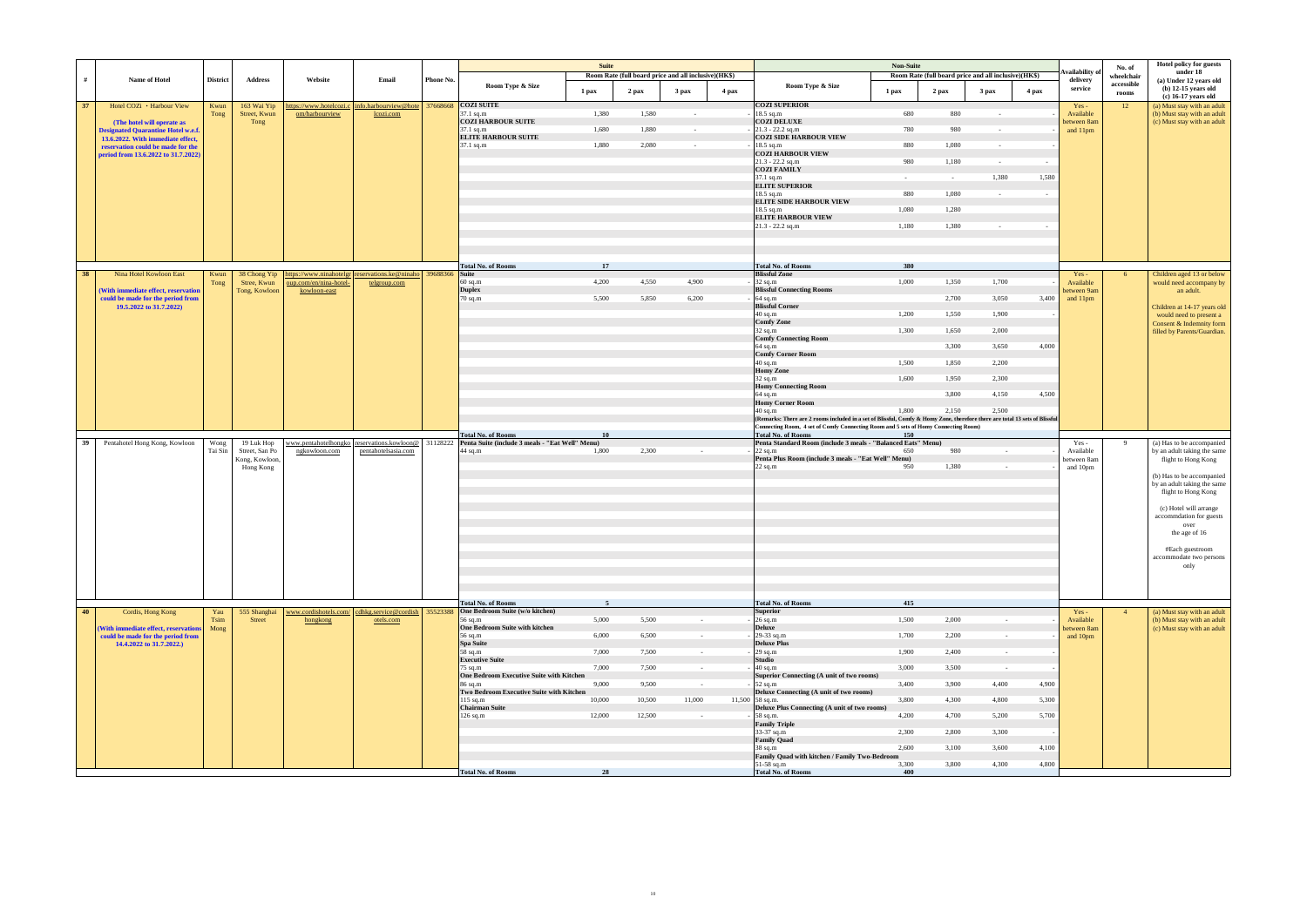| # | Name of Hotel | District | Address | Website | Email | Phone No. | Suite Room Type & Size | Suite 1 pax | Suite 2 pax | Suite 3 pax | Suite 4 pax | Non-Suite Room Type & Size | Non-Suite 1 pax | Non-Suite 2 pax | Non-Suite 3 pax | Non-Suite 4 pax | Availability of delivery service | No. of wheelchair accessible rooms | Hotel policy for guests under 18 (a) Under 12 years old (b) 12-15 years old (c) 16-17 years old |
|---|---|---|---|---|---|---|---|---|---|---|---|---|---|---|---|---|---|---|---|
| | | | | | | | | Room Rate (full board price and all inclusive)(HK$) | | | | | Room Rate (full board price and all inclusive)(HK$) | | | | | | |
| 37 | Hotel COZi · Harbour View (The hotel will operate as Designated Quarantine Hotel w.e.f. 13.6.2022. With immediate effect, reservation could be made for the period from 13.6.2022 to 31.7.2022) | Kwun Tong | 163 Wai Yip Street, Kwun Tong | https://www.hotelcozi.com/harbourview | info.harbourview@hotelcozi.com | 37668668 | **COZI SUITE** 37.1 sq.m | 1,380 | 1,580 | - | - | **COZI SUPERIOR** 18.5 sq.m | 680 | 880 | - | - | Yes - Available between 8am and 11pm | 12 | (a) Must stay with an adult (b) Must stay with an adult (c) Must stay with an adult |
| | | | | | | | **COZI HARBOUR SUITE** 37.1 sq.m | 1,680 | 1,880 | - | - | **COZI DELUXE** 21.3 - 22.2 sq.m | 780 | 980 | - | - | | | |
| | | | | | | | **ELITE HARBOUR SUITE** 37.1 sq.m | 1,880 | 2,080 | - | - | **COZI SIDE HARBOUR VIEW** 18.5 sq.m | 880 | 1,080 | - | - | | | |
| | | | | | | | | | | | | **COZI HARBOUR VIEW** 21.3 - 22.2 sq.m | 980 | 1,180 | - | - | | | |
| | | | | | | | | | | | | **COZI FAMILY** 37.1 sq.m | - | - | 1,380 | 1,580 | | | |
| | | | | | | | | | | | | **ELITE SUPERIOR** 18.5 sq.m | 880 | 1,080 | - | - | | | |
| | | | | | | | | | | | | **ELITE SIDE HARBOUR VIEW** 18.5 sq.m | 1,080 | 1,280 | | | | | |
| | | | | | | | | | | | | **ELITE HARBOUR VIEW** 21.3 - 22.2 sq.m | 1,180 | 1,380 | - | - | | | |
| | | | | | | | **Total No. of Rooms** | 17 | | | | **Total No. of Rooms** | 380 | | | | | | |
| 38 | Nina Hotel Kowloon East (With immediate effect, reservation could be made for the period from 19.5.2022 to 31.7.2022) | Kwun Tong | 38 Chong Yip Stree, Kwun Tong, Kowloon | https://www.ninahotelgroup.com/en/nina-hotel-kowloon-east | reservations.ke@ninahotelgroup.com | 39688366 | **Suite** 60 sq.m | 4,200 | 4,550 | 4,900 | - | **Blissful Zone** 32 sq.m | 1,000 | 1,350 | 1,700 | - | Yes - Available between 9am and 11pm | 6 | Children aged 13 or below would need accompany by an adult. Children at 14-17 years old would need to present a Consent & Indemnity form filled by Parents/Guardian. |
| | | | | | | | **Duplex** 70 sq.m | 5,500 | 5,850 | 6,200 | - | **Blissful Connecting Rooms** 64 sq.m | | 2,700 | 3,050 | 3,400 | | | |
| | | | | | | | | | | | | **Blissful Corner** 40 sq.m | 1,200 | 1,550 | 1,900 | - | | | |
| | | | | | | | | | | | | **Comfy Zone** 32 sq.m | 1,300 | 1,650 | 2,000 | | | | |
| | | | | | | | | | | | | **Comfy Connecting Room** 64 sq.m | | 3,300 | 3,650 | 4,000 | | | |
| | | | | | | | | | | | | **Comfy Corner Room** 40 sq.m | 1,500 | 1,850 | 2,200 | | | | |
| | | | | | | | | | | | | **Homy Zone** 32 sq.m | 1,600 | 1,950 | 2,300 | | | | |
| | | | | | | | | | | | | **Homy Connecting Room** 64 sq.m | | 3,800 | 4,150 | 4,500 | | | |
| | | | | | | | | | | | | **Homy Corner Room** 40 sq.m | 1,800 | 2,150 | 2,500 | | | | |
| | | | | | | | | | | | | **(Remarks: There are 2 rooms included in a set of Blissful, Comfy & Homy Zone, therefore there are total 13 sets of Blissful Connecting Room, 4 set of Comfy Connecting Room and 5 sets of Homy Connecting Room)** | | | | | | | |
| | | | | | | | **Total No. of Rooms** | 10 | | | | **Total No. of Rooms** | 150 | | | | | | |
| 39 | Pentahotel Hong Kong, Kowloon | Wong Tai Sin | 19 Luk Hop Street, San Po Kong, Kowloon, Hong Kong | www.pentahotelhongkongkowloon.com | reservations.kowloon@pentahotelsasia.com | 31128222 | **Penta Suite (include 3 meals - "Eat Well" Menu)** 44 sq.m | 1,800 | 2,300 | - | | **Penta Standard Room (include 3 meals - "Balanced Eats" Menu)** 22 sq.m | 650 | 980 | - | - | Yes - Available between 8am and 10pm | 9 | (a) Has to be accompanied by an adult taking the same flight to Hong Kong (b) Has to be accompanied by an adult taking the same flight to Hong Kong (c) Hotel will arrange accommdation for guests over the age of 16 #Each guestroom accommodate two persons only |
| | | | | | | | | | | | | **Penta Plus Room (include 3 meals - "Eat Well" Menu)** 22 sq.m | 950 | 1,380 | - | - | | | |
| | | | | | | | **Total No. of Rooms** | 5 | | | | **Total No. of Rooms** | 415 | | | | | | |
| 40 | Cordis, Hong Kong (With immediate effect, reservations could be made for the period from 14.4.2022 to 31.7.2022.) | Yau Tsim Mong | 555 Shanghai Street | www.cordishotels.com/hongkong | cdhkg.service@cordishotels.com | 35523388 | **One Bedroom Suite (w/o kitchen)** 56 sq.m | 5,000 | 5,500 | - | - | **Superior** 26 sq.m | 1,500 | 2,000 | - | - | Yes - Available between 8am and 10pm | 4 | (a) Must stay with an adult (b) Must stay with an adult (c) Must stay with an adult |
| | | | | | | | **One Bedroom Suite with kitchen** 56 sq.m | 6,000 | 6,500 | - | - | **Deluxe** 29-33 sq.m | 1,700 | 2,200 | - | - | | | |
| | | | | | | | **Spa Suite** 58 sq.m | 7,000 | 7,500 | - | - | **Deluxe Plus** 29 sq.m | 1,900 | 2,400 | - | - | | | |
| | | | | | | | **Executive Suite** 75 sq.m | 7,000 | 7,500 | - | - | **Studio** 40 sq.m | 3,000 | 3,500 | - | - | | | |
| | | | | | | | **One Bedroom Executive Suite with Kitchen** 86 sq.m | 9,000 | 9,500 | - | - | **Superior Connecting (A unit of two rooms)** 52 sq.m | 3,400 | 3,900 | 4,400 | 4,900 | | | |
| | | | | | | | **Two Bedroom Executive Suite with Kitchen** 115 sq.m | 10,000 | 10,500 | 11,000 | 11,500 | **Deluxe Connecting (A unit of two rooms)** 58 sq.m. | 3,800 | 4,300 | 4,800 | 5,300 | | | |
| | | | | | | | **Chairman Suite** 126 sq.m | 12,000 | 12,500 | - | - | **Deluxe Plus Connecting (A unit of two rooms)** 58 sq.m. | 4,200 | 4,700 | 5,200 | 5,700 | | | |
| | | | | | | | | | | | | **Family Triple** 33-37 sq.m | 2,300 | 2,800 | 3,300 | - | | | |
| | | | | | | | | | | | | **Family Quad** 38 sq.m | 2,600 | 3,100 | 3,600 | 4,100 | | | |
| | | | | | | | | | | | | **Family Quad with kitchen / Family Two-Bedroom** 51-58 sq.m | 3,300 | 3,800 | 4,300 | 4,800 | | | |
| | | | | | | | **Total No. of Rooms** | 28 | | | | **Total No. of Rooms** | 400 | | | | | | |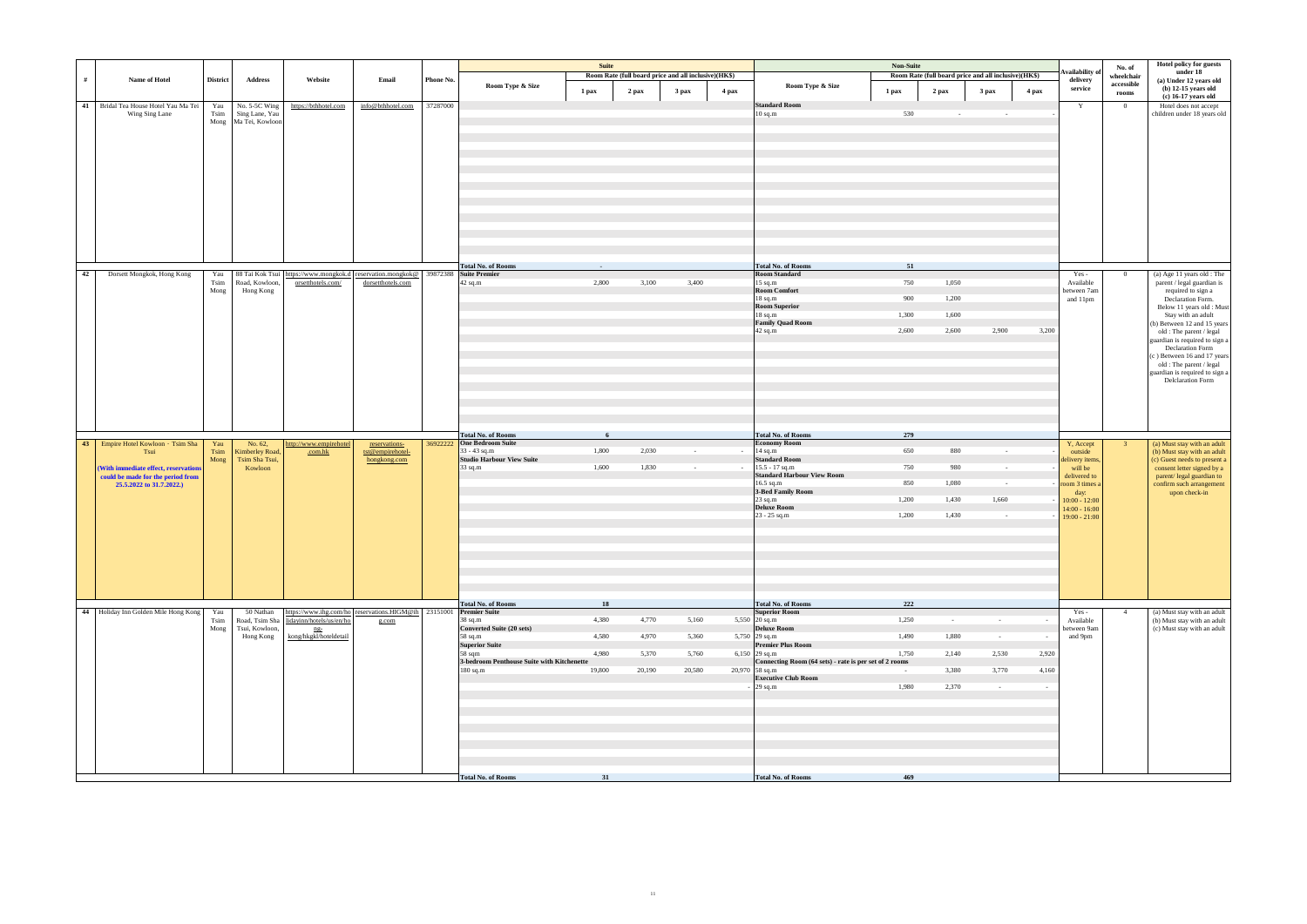| # | Name of Hotel | District | Address | Website | Email | Phone No. | Suite Room Type & Size | Suite 1 pax | Suite 2 pax | Suite 3 pax | Suite 4 pax | Non-Suite Room Type & Size | Non-Suite 1 pax | Non-Suite 2 pax | Non-Suite 3 pax | Non-Suite 4 pax | Availability of delivery service | No. of wheelchair accessible rooms | Hotel policy for guests under 18 (a) Under 12 years old (b) 12-15 years old (c) 16-17 years old |
|---|---|---|---|---|---|---|---|---|---|---|---|---|---|---|---|---|---|---|---|
| | | | | | | | | Room Rate (full board price and all inclusive)(HK$) | | | | | Room Rate (full board price and all inclusive)(HK$) | | | | | | |
| 41 | Bridal Tea House Hotel Yau Ma Tei Wing Sing Lane | Yau Tsim Mong | No. 5-5C Wing Sing Lane, Yau Ma Tei, Kowloon | https://bthhotel.com | info@bthhotel.com | 37287000 | | | | | | **Standard Room** 10 sq.m | 530 | - | - | - | Y | 0 | Hotel does not accept children under 18 years old |
| | | | | | | | **Total No. of Rooms** | - | | | | **Total No. of Rooms** | 51 | | | | | | |
| 42 | Dorsett Mongkok, Hong Kong | Yau Tsim Mong | 88 Tai Kok Tsui Road, Kowloon, Hong Kong | https://www.mongkok.dorsetthotels.com/ | reservation.mongkok@dorsetthotels.com | 39872388 | **Suite Premier** 42 sq.m | 2,800 | 3,100 | 3,400 | | **Room Standard** 15 sq.m | 750 | 1,050 | | | Yes - Available between 7am and 11pm | 0 | (a) Age 11 years old : The parent / legal guardian is required to sign a Declaration Form. Below 11 years old : Must Stay with an adult (b) Between 12 and 15 years old : The parent / legal guardian is required to sign a Declaration Form (c ) Between 16 and 17 years old : The parent / legal guardian is required to sign a Delclaration Form |
| | | | | | | | | | | | | **Room Comfort** 18 sq.m | 900 | 1,200 | | | | | |
| | | | | | | | | | | | | **Room Superior** 18 sq.m | 1,300 | 1,600 | | | | | |
| | | | | | | | | | | | | **Family Quad Room** 42 sq.m | 2,600 | 2,600 | 2,900 | 3,200 | | | |
| | | | | | | | **Total No. of Rooms** | 6 | | | | **Total No. of Rooms** | 279 | | | | | | |
| 43 | Empire Hotel Kowloon - Tsim Sha Tsui (With immediate effect, reservations could be made for the period from 25.5.2022 to 31.7.2022.) | Yau Tsim Mong | No. 62, Kimberley Road, Tsim Sha Tsui, Kowloon | http://www.empirehotel.com.hk | reservations-tst@empirehotel-hongkong.com | 36922222 | **One Bedroom Suite** 33 - 43 sq.m | 1,800 | 2,030 | - | - | **Economy Room** 14 sq.m | 650 | 880 | - | - | Y, Accept outside delivery items, will be delivered to room 3 times a day: 10:00 - 12:00 14:00 - 16:00 19:00 - 21:00 | 3 | (a) Must stay with an adult (b) Must stay with an adult (c) Guest needs to present a consent letter signed by a parent/ legal guardian to confirm such arrangement upon check-in |
| | | | | | | | **Studio Harbour View Suite** 33 sq.m | 1,600 | 1,830 | - | - | **Standard Room** 15.5 - 17 sq.m | 750 | 980 | - | - | | | |
| | | | | | | | | | | | | **Standard Harbour View Room** 16.5 sq.m | 850 | 1,080 | - | - | | | |
| | | | | | | | | | | | | **3-Bed Family Room** 23 sq.m | 1,200 | 1,430 | 1,660 | - | | | |
| | | | | | | | | | | | | **Deluxe Room** 23 - 25 sq.m | 1,200 | 1,430 | - | - | | | |
| | | | | | | | **Total No. of Rooms** | 18 | | | | **Total No. of Rooms** | 222 | | | | | | |
| 44 | Holiday Inn Golden Mile Hong Kong | Yau Tsim Mong | 50 Nathan Road, Tsim Sha Tsui, Kowloon, Hong Kong | https://www.ihg.com/holidayinn/hotels/us/en/hong-kong/hkgkl/hoteldetail | reservations.HIGM@ihg.com | 23151001 | **Premier Suite** 38 sq.m | 4,380 | 4,770 | 5,160 | 5,550 | **Superior Room** 20 sq.m | 1,250 | - | - | - | Yes - Available between 9am and 9pm | 4 | (a) Must stay with an adult (b) Must stay with an adult (c) Must stay with an adult |
| | | | | | | | **Converted Suite (20 sets)** 58 sq.m | 4,580 | 4,970 | 5,360 | 5,750 | **Deluxe Room** 29 sq.m | 1,490 | 1,880 | - | - | | | |
| | | | | | | | **Superior Suite** 58 sqm | 4,980 | 5,370 | 5,760 | 6,150 | **Premier Plus Room** 29 sq.m | 1,750 | 2,140 | 2,530 | 2,920 | | | |
| | | | | | | | **3-bedroom Penthouse Suite with Kitchenette** 180 sq.m | 19,800 | 20,190 | 20,580 | 20,970 | **Connecting Room (64 sets) - rate is per set of 2 rooms** 58 sq.m | - | 3,380 | 3,770 | 4,160 | | | |
| | | | | | | | | | | | - | **Executive Club Room** 29 sq.m | 1,980 | 2,370 | - | - | | | |
| | | | | | | | **Total No. of Rooms** | 31 | | | | **Total No. of Rooms** | 469 | | | | | | |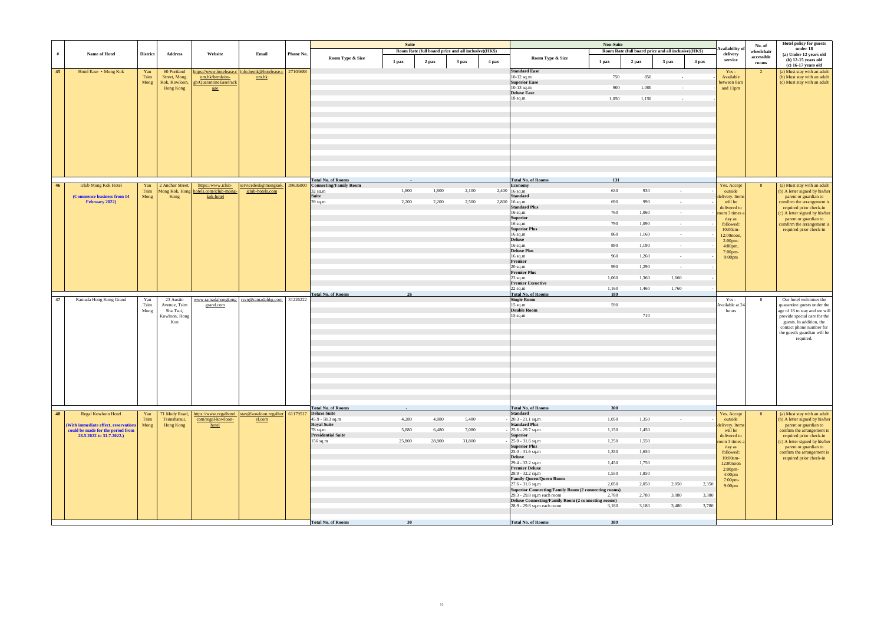| # | Name of Hotel | District | Address | Website | Email | Phone No. | Suite Room Type & Size | Suite Room Rate (full board price and all inclusive)(HK$) 1 pax | 2 pax | 3 pax | 4 pax | Non-Suite Room Type & Size | Non-Suite Room Rate (full board price and all inclusive)(HK$) 1 pax | 2 pax | 3 pax | 4 pax | Availability of delivery service | No. of wheelchair accessible rooms | Hotel policy for guests under 18 (a) Under 12 years old (b) 12-15 years old (c) 16-17 years old |
|---|---|---|---|---|---|---|---|---|---|---|---|---|---|---|---|---|---|---|---|
| 45 | Hotel Ease · Mong Kok | Yau Tsim Mong | 60 Portland Street, Mong Kok, Kowloon, Hong Kong | https://www.hotelease.com.hk/hemk/en-gb/QuarantineEasePackage | info.hemk@hotelease.com.hk | 27103688 | | | | | | **Standard Ease** 10-12 sq.m | 750 | 850 | - | - | Yes - Available between 8am and 11pm | 2 | (a) Must stay with an adult (b) Must stay with an adult (c) Must stay with an adult |
| | | | | | | | | | | | | **Superior Ease** 10-13 sq.m | 900 | 1,000 | - | - | | | |
| | | | | | | | | | | | | **Deluxe Ease** 18 sq.m | 1,050 | 1,150 | - | - | | | |
| | | | | | | | **Total No. of Rooms** | - | | | | **Total No. of Rooms** | 131 | | | | | | |
| 46 | iclub Mong Kok Hotel (Commence business from 14 February 2022) | Yau Tsim Mong | 2 Anchor Street, Mong Kok, Hong Kong | https://www.iclub-hotels.com/iclub-mong-kok-hotel | servicedesk@mongkok.iclub-hotels.com | 39636800 | **Connecting/Family Room** 32 sq.m | 1,800 | 1,800 | 2,100 | 2,400 | **Economy** 16 sq.m | 630 | 930 | - | - | Yes. Accept outside delivery. Items will be delivered to room 3 times a day as followed: 10:00am-12:00noon, 2:00pm-4:00pm, 7:00pm-9:00pm | 8 | (a) Must stay with an adult (b) A letter signed by his/her parent or guardian to comfirm the arrangement is required prior check-in (c) A letter signed by his/her parent or guardian to comfirm the arrangement is required prior check-in |
| | | | | | | | **Suite** 39 sq.m | 2,200 | 2,200 | 2,500 | 2,800 | **Standard** 16 sq.m | 690 | 990 | - | - | | | |
| | | | | | | | | | | | | **Standard Plus** 16 sq.m | 760 | 1,060 | - | - | | | |
| | | | | | | | | | | | | **Superior** 16 sq.m | 790 | 1,090 | - | - | | | |
| | | | | | | | | | | | | **Superior Plus** 16 sq.m | 860 | 1,160 | - | - | | | |
| | | | | | | | | | | | | **Deluxe** 16 sq.m | 890 | 1,190 | - | - | | | |
| | | | | | | | | | | | | **Deluxe Plus** 16 sq.m | 960 | 1,260 | - | - | | | |
| | | | | | | | | | | | | **Premier** 20 sq.m | 990 | 1,290 | - | - | | | |
| | | | | | | | | | | | | **Premier Plus** 23 sq.m | 1,060 | 1,360 | 1,660 | - | | | |
| | | | | | | | | | | | | **Premier Exeuctive** 22 sq.m | 1,160 | 1,460 | 1,760 | - | | | |
| | | | | | | | **Total No. of Rooms** | 26 | | | | **Total No. of Rooms** | 189 | | | | | | |
| 47 | Ramada Hong Kong Grand | Yau Tsim Mong | 23 Austin Avenue, Tsim Sha Tsui, Kowloon, Hong Kon | www.ramadahongkonggrand.com | rsvn@ramadahkg.com | 31226222 | | | | | | **Single Room** 15 sq.m | 590 | | | | Yes - Available at 24 hours | 8 | Our hotel welcomes the quarantine guests under the age of 18 to stay and we will provide special care for the guests. In addition, the contact phone number for the guest's guardian will be required. |
| | | | | | | | | | | | | **Double Room** 15 sq.m | | 710 | | | | | |
| | | | | | | | **Total No. of Rooms** | - | | | | **Total No. of Rooms** | 300 | | | | | | |
| 48 | Regal Kowloon Hotel (With immediate effect, reservations could be made for the period from 28.5.2022 to 31.7.2022.) | Yau Tsim Mong | 71 Mody Road, Tsimshatsui, Hong Kong | https://www.regalhotel.com/regal-kowloon-hotel | stay@kowloon.regalhotel.com | 61179517 | **Deluxe Suite** 45.9 - 58.3 sq.m | 4,280 | 4,880 | 5,480 | - | **Standard** 20.3 - 21.1 sq.m | 1,050 | 1,350 | - | - | Yes. Accept outside delivery. Items will be delivered to room 3 times a day as followed: 10:00am-12:00noon 2:00pm-4:00pm 7:00pm-9:00pm | 0 | (a) Must stay with an adult (b) A letter signed by his/her parent or guardian to confirm the arrangement is required prior check-in (c) A letter signed by his/her parent or guardian to confirm the arrangement is required prior check-in |
| | | | | | | | **Royal Suite** 78 sq.m | 5,880 | 6,480 | 7,080 | - | **Standard Plus** 25.6 - 29.7 sq.m | 1,150 | 1,450 | | | | | |
| | | | | | | | **Presidential Suite** 156 sq.m | 25,800 | 28,800 | 31,800 | - | **Superior** 25.0 - 31.6 sq.m | 1,250 | 1,550 | | | | | |
| | | | | | | | | | | | | **Superior Plus** 25.0 - 31.6 sq.m | 1,350 | 1,650 | | | | | |
| | | | | | | | | | | | | **Deluxe** 29.4 - 32.2 sq.m | 1,450 | 1,750 | | | | | |
| | | | | | | | | | | | | **Premier Deluxe** 28.9 - 32.2 sq.m | 1,550 | 1,850 | | | | | |
| | | | | | | | | | | | | **Family Queen/Queen Room** 27.6 - 31.6 sq.m | 2,050 | 2,050 | 2,050 | 2,350 | | | |
| | | | | | | | | | | | | **Superior Connecting/Family Room (2 connecting rooms)** 29.3 - 29.8 sq.m each room | 2,780 | 2,780 | 3,080 | 3,380 | | | |
| | | | | | | | | | | | | **Deluxe Connecting/Family Room (2 connecting rooms)** 28.9 - 29.8 sq.m each room | 3,180 | 3,180 | 3,480 | 3,780 | | | |
| | | | | | | | **Total No. of Rooms** | 30 | | | | **Total No. of Rooms** | 389 | | | | | | |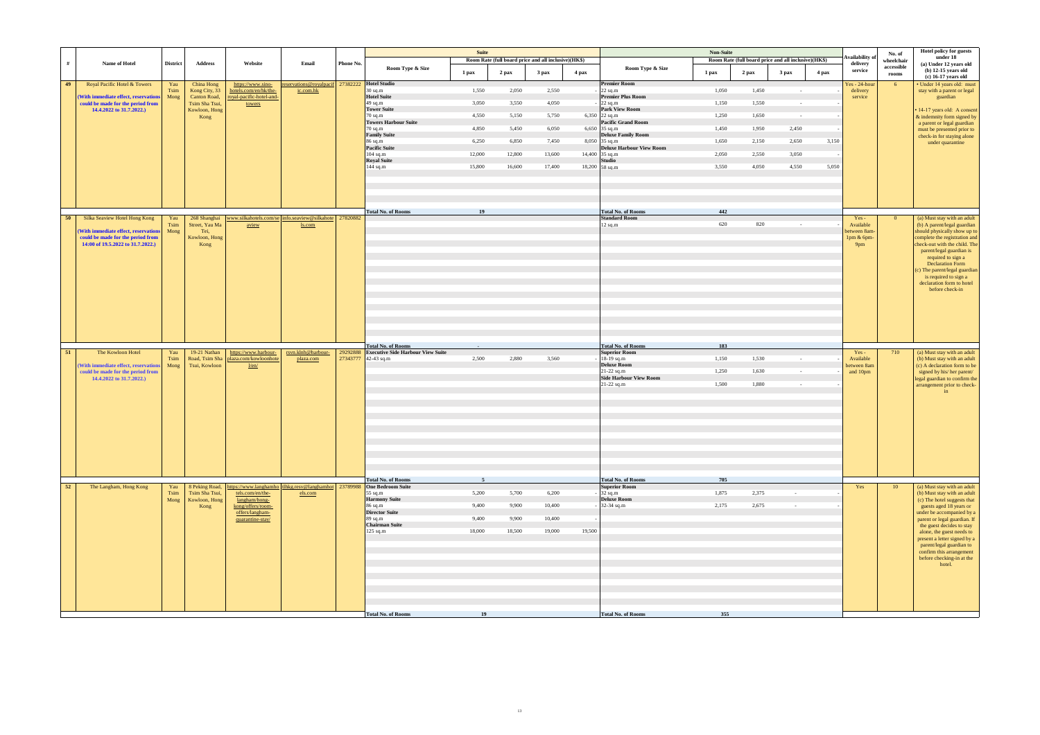| # | Name of Hotel | District | Address | Website | Email | Phone No. | Suite Room Type & Size | Suite Room Rate (full board price and all inclusive)(HK$) 1 pax | 2 pax | 3 pax | 4 pax | Non-Suite Room Type & Size | Non-Suite Room Rate (full board price and all inclusive)(HK$) 1 pax | 2 pax | 3 pax | 4 pax | Availability of delivery service | No. of wheelchair accessible rooms | Hotel policy for guests under 18 (a) Under 12 years old (b) 12-15 years old (c) 16-17 years old |
|---|---|---|---|---|---|---|---|---|---|---|---|---|---|---|---|---|---|---|---|
| 49 | Royal Pacific Hotel & Towers (With immediate effect, reservations could be made for the period from 14.4.2022 to 31.7.2022.) | Yau Tsim Mong | China Hong Kong City, 33 Canton Road, Tsim Sha Tsui, Kowloon, Hong Kong | https://www.sino-hotels.com/en/hk/the-royal-pacific-hotel-and-towers | reservations@royalpacific.com.hk | 27382222 | Hotel Studio 30 sq.m | 1,550 | 2,050 | 2,550 | - | Premier Room 22 sq.m | 1,050 | 1,450 | - | - | Yes - 24-hour delivery service | 6 | • Under 14 years old: must stay with a parent or legal guardian • 14-17 years old: A consent & indemnity form signed by a parent or legal guardian must be presented prior to check-in for staying alone under quarantine |
| | | | | | | | Hotel Suite 49 sq.m | 3,050 | 3,550 | 4,050 | - | Premier Plus Room 22 sq.m | 1,150 | 1,550 | - | - | | | |
| | | | | | | | Tower Suite 70 sq.m | 4,550 | 5,150 | 5,750 | 6,350 | Park View Room 22 sq.m | 1,250 | 1,650 | - | - | | | |
| | | | | | | | Towers Harbour Suite 70 sq.m | 4,850 | 5,450 | 6,050 | 6,650 | Pacific Grand Room 35 sq.m | 1,450 | 1,950 | 2,450 | - | | | |
| | | | | | | | Family Suite 86 sq.m | 6,250 | 6,850 | 7,450 | 8,050 | Deluxe Family Room 35 sq.m | 1,650 | 2,150 | 2,650 | 3,150 | | | |
| | | | | | | | Pacific Suite 104 sq.m | 12,000 | 12,800 | 13,600 | 14,400 | Deluxe Harbour View Room 35 sq.m | 2,050 | 2,550 | 3,050 | - | | | |
| | | | | | | | Royal Suite 144 sq.m | 15,800 | 16,600 | 17,400 | 18,200 | Studio 58 sq.m | 3,550 | 4,050 | 4,550 | 5,050 | | | |
| | | | | | | | Total No. of Rooms | 19 | | | | Total No. of Rooms | 442 | | | | | | |
| 50 | Silka Seaview Hotel Hong Kong (With immediate effect, reservations could be made for the period from 14:00 of 19.5.2022 to 31.7.2022.) | Yau Tsim Mong | 268 Shanghai Street, Yau Ma Tei, Kowloon, Hong Kong | www.silkahotels.com/seaview | info.seaview@silkahotels.com | 27820882 | | | | | | Standard Room 12 sq.m | 620 | 820 | - | - | Yes - Available between 8am-1pm & 6pm-9pm | 0 | (a) Must stay with an adult (b) A parent/legal guardian should physically show up to complete the registration and check-out with the child. The parent/legal guardian is required to sign a Declaration Form (c) The parent/legal guardian is required to sign a declaration form to hotel before check-in |
| | | | | | | | Total No. of Rooms | - | | | | Total No. of Rooms | 183 | | | | | | |
| 51 | The Kowloon Hotel (With immediate effect, reservations could be made for the period from 14.4.2022 to 31.7.2022.) | Yau Tsim Mong | 19-21 Nathan Road, Tsim Sha Tsui, Kowloon | https://www.harbour-plaza.com/kowloonhotel/en/ | rsvn.klnh@harbour-plaza.com | 29292888 27343777 | Executive Side Harbour View Suite 42-43 sq.m | 2,500 | 2,880 | 3,560 | - | Superior Room 18-19 sq.m | 1,150 | 1,530 | - | - | Yes - Available between 8am and 10pm | 710 | (a) Must stay with an adult (b) Must stay with an adult (c) A declaration form to be signed by his/ her parent/ legal guardian to confirm the arrangement prior to check-in |
| | | | | | | | | | | | | Deluxe Room 21-22 sq.m | 1,250 | 1,630 | - | - | | | |
| | | | | | | | | | | | | Side Harbour View Room 21-22 sq.m | 1,500 | 1,880 | - | - | | | |
| | | | | | | | Total No. of Rooms | 5 | | | | Total No. of Rooms | 705 | | | | | | |
| 52 | The Langham, Hong Kong | Yau Tsim Mong | 8 Peking Road, Tsim Sha Tsui, Kowloon, Hong Kong | https://www.langhamhotels.com/en/the-langham/hong-kong/offers/room-offers/langham-quarantine-stay/ | tlhkg.resv@langhamhotels.com | 23789988 | One Bedroom Suite 55 sq.m | 5,200 | 5,700 | 6,200 | - | Superior Room 32 sq.m | 1,875 | 2,375 | - | - | Yes | 10 | (a) Must stay with an adult (b) Must stay with an adult (c) The hotel suggests that guests aged 18 years or under be accompanied by a parent or legal guardian. If the guest decides to stay alone, the guest needs to present a letter signed by a parent/legal guardian to confirm this arrangement before checking-in at the hotel. |
| | | | | | | | Harmony Suite 86 sq.m | 9,400 | 9,900 | 10,400 | - | Deluxe Room 32-34 sq.m | 2,175 | 2,675 | - | - | | | |
| | | | | | | | Director Suite 89 sq.m | 9,400 | 9,900 | 10,400 | - | | | | | | | | |
| | | | | | | | Chairman Suite 125 sq.m | 18,000 | 18,500 | 19,000 | 19,500 | | | | | | | | |
| | | | | | | | Total No. of Rooms | 19 | | | | Total No. of Rooms | 355 | | | | | | |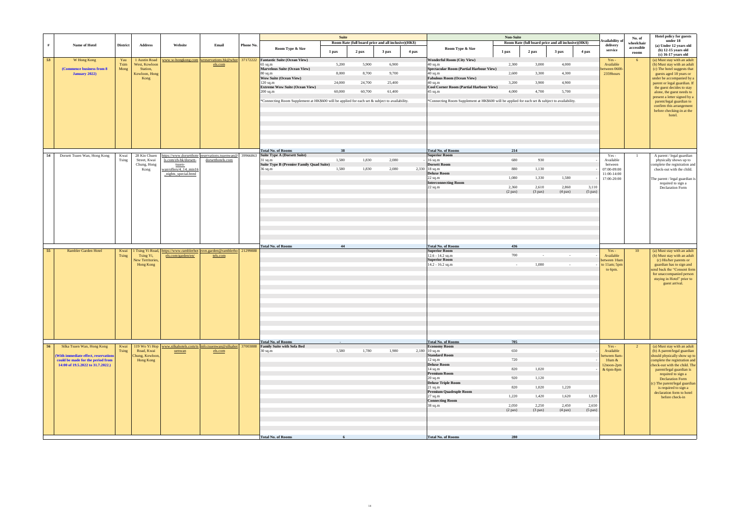| # | Name of Hotel | District | Address | Website | Email | Phone No. | Suite | | | | | Non-Suite | | | | | Availability of delivery service | No. of wheelchair accessible rooms | Hotel policy for guests under 18 (a) Under 12 years old (b) 12-15 years old (c) 16-17 years old |
|---|---|---|---|---|---|---|---|---|---|---|---|---|---|---|---|---|---|---|---|
| | | | | | | | Room Type & Size | Room Rate (full board price and all inclusive)(HK$) | | | | Room Type & Size | Room Rate (full board price and all inclusive)(HK$) | | | | | | |
| | | | | | | | | 1 pax | 2 pax | 3 pax | 4 pax | | 1 pax | 2 pax | 3 pax | 4 pax | | | |
| 53 | W Hong Kong (Commence business from 8 January 2022) | Yau Tsim Mong | 1 Austin Road West, Kowloon Station, Kowloon, Hong Kong | www.w-hongkong.com | wreservations.hk@whotels.com | 37172222 | **Fantastic Suite (Ocean View)** 65 sq.m | 5,200 | 5,900 | 6,900 | | **Wonderful Room (City View)** 40 sq.m | 2,300 | 3,000 | 4,000 | | Yes - Available between 0600-2359hours | 6 | (a) Must stay with an adult (b) Must stay with an adult (c) The hotel suggests that guests aged 18 years or under be accompanied by a parent or legal guardian. If the guest decides to stay alone, the guest needs to present a letter signed by a parent/legal guardian to confirm this arrangement before checking-in at the hotel. |
| | | | | | | | **Marvelous Suite (Ocean View)** 80 sq.m | 8,000 | 8,700 | 9,700 | | **Spectacular Room (Partial Harbour View)** 40 sq.m | 2,600 | 3,300 | 4,300 | | | | |
| | | | | | | | **Wow Suite (Ocean View)** 120 sq.m | 24,000 | 24,700 | 25,400 | | **Fabulous Room (Ocean View)** 40 sq.m | 3,200 | 3,900 | 4,900 | | | | |
| | | | | | | | **Extreme Wow Suite (Ocean View)** 200 sq.m | 60,000 | 60,700 | 61,400 | | **Cool Corner Room (Partial Harbour View)** 45 sq.m | 4,000 | 4,700 | 5,700 | | | | |
| | | | | | | | *Connecting Room Supplement at HK$600 will be applied for each set & subject to availability. | | | | | *Connecting Room Supplement at HK$600 will be applied for each set & subject to availability. | | | | | | | |
| | | | | | | | **Total No. of Rooms** | **38** | | | | **Total No. of Rooms** | **214** | | | | | | |
| 54 | Dorsett Tsuen Wan, Hong Kong | Kwai Tsing | 28 Kin Chuen Street, Kwai Chung, Hong Kong | https://www.dorsetthotels.com/zh-hk/dorsett-tsuen-wan/offers/4_14_min16_nights_special.html | reservations.tsuenwan@dorsetthotels.com | 39966863 | **Suite Type A (Dorsett Suite)** 31 sq.m | 1,580 | 1,830 | 2,080 | - | **Superior Room** 16 sq.m | 680 | 930 | | - | Yes - Available between 07:00-09:00 11:00-14:00 17:00-20:00 | 1 | A parent / legal guardian physically shows up to complete the registration and check-out with the child. The parent / legal guardian is required to sign a Declaration Form |
| | | | | | | | **Suite Type B (Premier Family Quad Suite)** 36 sq.m | 1,580 | 1,830 | 2,080 | 2,330 | **Dorsett Room** 18 sq.m | 880 | 1,130 | | - | | | |
| | | | | | | | | | | | | **Deluxe Room** 22 sq.m | 1,080 | 1,330 | 1,580 | - | | | |
| | | | | | | | | | | | | **Interconnecting Room** 22 sq.m | 2,360 (2 pax) | 2,610 (3 pax) | 2,860 (4 pax) | 3,110 (5 pax) | | | |
| | | | | | | | **Total No. of Rooms** | **44** | | | | **Total No. of Rooms** | **436** | | | | | | |
| 55 | Rambler Garden Hotel | Kwai Tsing | 1 Tsing Yi Road, Tsing Yi, New Territories, Hong Kong | https://www.ramblerhotels.com/garden/en/ | rsvn.garden@ramblerhotels.com | 21299888 | | | | | | **Superior Room** 12.6 - 14.2 sq.m | 700 | - | - | - | Yes - Available between 10am to 11am; 5pm to 6pm. | 10 | (a) Must stay with an adult (b) Must stay with an adult (c) His/her parents or guardian has to sign and send back the "Consent form for unaccompanied person staying in Hotel" prior to guest arrival. |
| | | | | | | | | | | | | **Superior Room** 14.2 - 16.2 sq.m | - | 1,080 | - | - | | | |
| | | | | | | | **Total No. of Rooms** | **-** | | | | **Total No. of Rooms** | **705** | | | | | | |
| 56 | Silka Tsuen Wan, Hong Kong (With immediate effect, reservations could be made for the period from 14:00 of 19.5.2022 to 31.7.2022.) | Kwai Tsing | 119 Wo Yi Hop Road, Kwai Chung, Kowloon, Hong Kong | www.silkahotels.com/tsuenwan | info.tsuenwan@silkahotels.com | 37003888 | **Family Suite with Sofa Bed** 30 sq.m | 1,580 | 1,780 | 1,980 | 2,180 | **Economy Room** 10 sq.m | 650 | | | - | Yes - Available between 8am-10am & 12noon-2pm & 6pm-8pm | 2 | (a) Must stay with an adult (b) A parent/legal guardian should physically show up to complete the registration and check-out with the child. The parent/legal guardian is required to sign a Declaration Form (c) The parent/legal guardian is required to sign a declaration form to hotel before check-in |
| | | | | | | | | | | | | **Standard Room** 12 sq.m | 720 | | | - | | | |
| | | | | | | | | | | | | **Deluxe Room** 14 sq.m | 820 | 1,020 | | - | | | |
| | | | | | | | | | | | | **Premium Room** 20 sq.m | 920 | 1,120 | | | | | |
| | | | | | | | | | | | | **Deluxe Triple Room** 21 sq.m | 820 | 1,020 | 1,220 | | | | |
| | | | | | | | | | | | | **Premium Quadruple Room** 27 sq.m | 1,220 | 1,420 | 1,620 | 1,820 | | | |
| | | | | | | | | | | | | **Connecting Room** 38 sq.m | 2,050 (2 pax) | 2,250 (3 pax) | 2,450 (4 pax) | 2,650 (5 pax) | | | |
| | | | | | | | **Total No. of Rooms** | **6** | | | | **Total No. of Rooms** | **280** | | | | | | |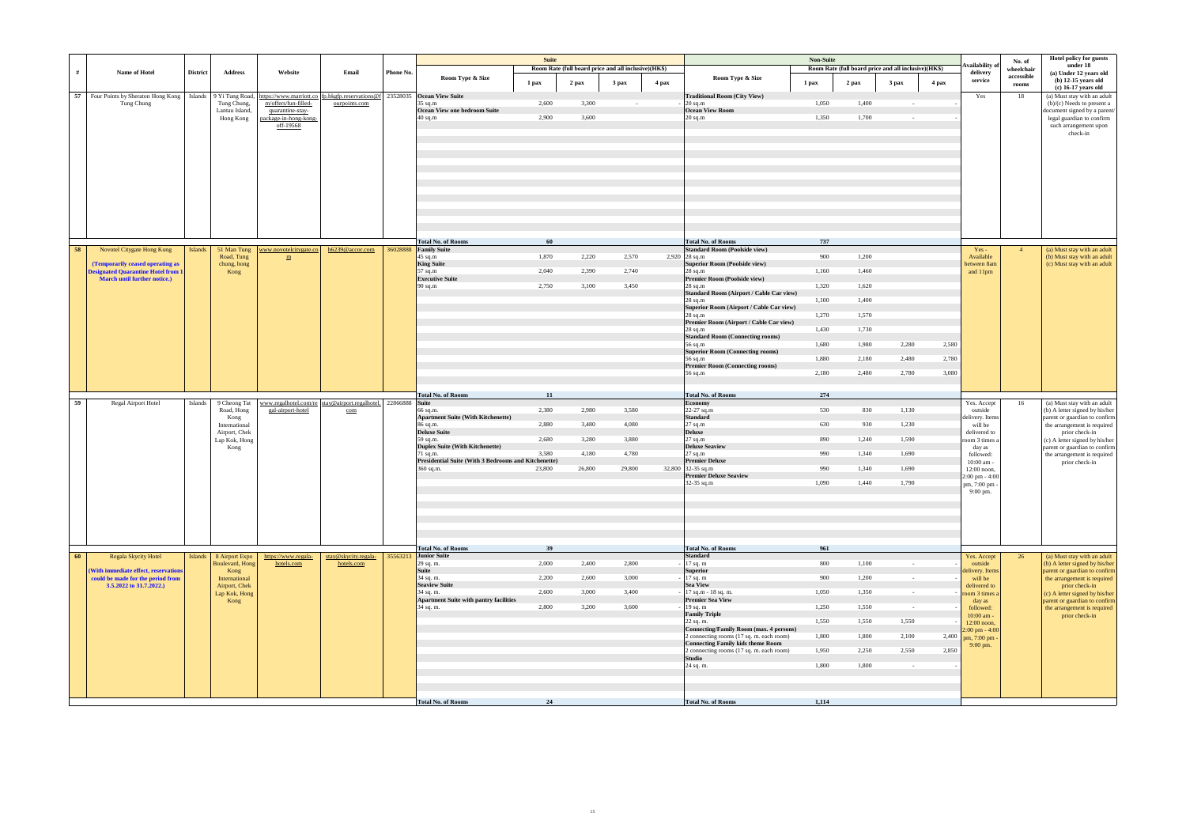| # | Name of Hotel | District | Address | Website | Email | Phone No. | Suite Room Type & Size | Suite 1 pax | Suite 2 pax | Suite 3 pax | Suite 4 pax | Non-Suite Room Type & Size | Non-Suite 1 pax | Non-Suite 2 pax | Non-Suite 3 pax | Non-Suite 4 pax | Availability of delivery service | No. of wheelchair accessible rooms | Hotel policy for guests under 18 (a) Under 12 years old (b) 12-15 years old (c) 16-17 years old |
|---|---|---|---|---|---|---|---|---|---|---|---|---|---|---|---|---|---|---|---|
| | | | | | | | | Room Rate (full board price and all inclusive)(HK$) | | | | | Room Rate (full board price and all inclusive)(HK$) | | | | | | |
| 57 | Four Points by Sheraton Hong Kong Tung Chung | Islands | 9 Yi Tung Road, Tung Chung, Lantau Island, Hong Kong | https://www.marriott.com/offers/fun-filled-quarantine-stay-package-in-hong-kong-off-19568 | fp.hkgfp.reservations@fourpoints.com | 23528035 | **Ocean View Suite** 35 sq.m | 2,600 | 3,300 | - | - | **Traditional Room (City View)** 20 sq.m | 1,050 | 1,400 | - | - | Yes | 18 | (a) Must stay with an adult (b)/(c) Needs to present a document signed by a parent/ legal guardian to confirm such arrangement upon check-in |
| | | | | | | | **Ocean View one bedroom Suite** 40 sq.m | 2,900 | 3,600 | | | **Ocean View Room** 20 sq.m | 1,350 | 1,700 | - | - | | | |
| | | | | | | | **Total No. of Rooms** | 60 | | | | **Total No. of Rooms** | 737 | | | | | | |
| 58 | Novotel Citygate Hong Kong (Temporarily ceased operating as Designated Quarantine Hotel from 1 March until further notice.) | Islands | 51 Man Tung Road, Tung chung, hong Kong | www.novotelcitygate.com | h6239@accor.com | 36028888 | **Family Suite** 45 sq.m | 1,870 | 2,220 | 2,570 | 2,920 | **Standard Room (Poolside view)** 28 sq.m | 900 | 1,200 | | | Yes - Available between 8am and 11pm | 4 | (a) Must stay with an adult (b) Must stay with an adult (c) Must stay with an adult |
| | | | | | | | **King Suite** 57 sq.m | 2,040 | 2,390 | 2,740 | | **Superior Room (Poolside view)** 28 sq.m | 1,160 | 1,460 | | | | | |
| | | | | | | | **Executive Suite** 90 sq.m | 2,750 | 3,100 | 3,450 | | **Premier Room (Poolside view)** 28 sq.m | 1,320 | 1,620 | | | | | |
| | | | | | | | | | | | | **Standard Room (Airport / Cable Car view)** 28 sq.m | 1,100 | 1,400 | | | | | |
| | | | | | | | | | | | | **Superior Room (Airport / Cable Car view)** 28 sq.m | 1,270 | 1,570 | | | | | |
| | | | | | | | | | | | | **Premier Room (Airport / Cable Car view)** 28 sq.m | 1,430 | 1,730 | | | | | |
| | | | | | | | | | | | | **Standard Room (Connecting rooms)** 56 sq.m | 1,680 | 1,980 | 2,280 | 2,580 | | | |
| | | | | | | | | | | | | **Superior Room (Connecting rooms)** 56 sq.m | 1,880 | 2,180 | 2,480 | 2,780 | | | |
| | | | | | | | | | | | | **Premier Room (Connecting rooms)** 56 sq.m | 2,180 | 2,480 | 2,780 | 3,080 | | | |
| | | | | | | | **Total No. of Rooms** | 11 | | | | **Total No. of Rooms** | 274 | | | | | | |
| 59 | Regal Airport Hotel | Islands | 9 Cheong Tat Road, Hong Kong International Airport, Chek Lap Kok, Hong Kong | www.regalhotel.com/regal-airport-hotel | stay@airport.regalhotel.com | 22866888 | **Suite** 66 sq.m. | 2,380 | 2,980 | 3,580 | | **Economy** 22-27 sq.m | 530 | 830 | 1,130 | | Yes. Accept outside delivery. Items will be delivered to room 3 times a day as followed: 10:00 am - 12:00 noon, 2:00 pm - 4:00 pm, 7:00 pm - 9:00 pm. | 16 | (a) Must stay with an adult (b) A letter signed by his/her parent or guardian to confirm the arrangement is required prior check-in (c) A letter signed by his/her parent or guardian to confirm the arrangement is required prior check-in |
| | | | | | | | **Apartment Suite (With Kitchenette)** 86 sq.m. | 2,880 | 3,480 | 4,080 | | **Standard** 27 sq.m | 630 | 930 | 1,230 | | | | |
| | | | | | | | **Deluxe Suite** 59 sq.m. | 2,680 | 3,280 | 3,880 | | **Deluxe** 27 sq.m | 890 | 1,240 | 1,590 | | | | |
| | | | | | | | **Duplex Suite (With Kitchenette)** 71 sq.m. | 3,580 | 4,180 | 4,780 | | **Deluxe Seaview** 27 sq.m | 990 | 1,340 | 1,690 | | | | |
| | | | | | | | **Presidential Suite (With 3 Bedrooms and Kitchenette)** 360 sq.m. | 23,800 | 26,800 | 29,800 | 32,800 | **Premier Deluxe** 32-35 sq.m | 990 | 1,340 | 1,690 | | | | |
| | | | | | | | | | | | | **Premier Deluxe Seaview** 32-35 sq.m | 1,090 | 1,440 | 1,790 | | | | |
| | | | | | | | **Total No. of Rooms** | 39 | | | | **Total No. of Rooms** | 961 | | | | | | |
| 60 | Regala Skycity Hotel (With immediate effect, reservations could be made for the period from 3.5.2022 to 31.7.2022.) | Islands | 8 Airport Expo Boulevard, Hong Kong International Airport, Chek Lap Kok, Hong Kong | https://www.regala-hotels.com | stay@skycity.regala-hotels.com | 35563213 | **Junior Suite** 29 sq. m. | 2,000 | 2,400 | 2,800 | - | **Standard** 17 sq. m | 800 | 1,100 | - | - | Yes. Accept outside delivery. Items will be delivered to room 3 times a day as followed: 10:00 am - 12:00 noon, 2:00 pm - 4:00 pm, 7:00 pm - 9:00 pm. | 26 | (a) Must stay with an adult (b) A letter signed by his/her parent or guardian to confirm the arrangement is required prior check-in (c) A letter signed by his/her parent or guardian to confirm the arrangement is required prior check-in |
| | | | | | | | **Suite** 34 sq. m. | 2,200 | 2,600 | 3,000 | - | **Superior** 17 sq. m | 900 | 1,200 | - | - | | | |
| | | | | | | | **Seaview Suite** 34 sq. m. | 2,600 | 3,000 | 3,400 | - | **Sea View** 17 sq. m - 18 sq. m. | 1,050 | 1,350 | - | - | | | |
| | | | | | | | **Apartment Suite with pantry facilities** 34 sq. m. | 2,800 | 3,200 | 3,600 | - | **Premier Sea View** 19 sq. m | 1,250 | 1,550 | - | - | | | |
| | | | | | | | | | | | | **Family Triple** 22 sq. m. | 1,550 | 1,550 | 1,550 | - | | | |
| | | | | | | | | | | | | **Connecting/Family Room (max. 4 persons)** 2 connecting rooms (17 sq. m. each room) | 1,800 | 1,800 | 2,100 | 2,400 | | | |
| | | | | | | | | | | | | **Connecting Family kids theme Room** 2 connecting rooms (17 sq. m. each room) | 1,950 | 2,250 | 2,550 | 2,850 | | | |
| | | | | | | | | | | | | **Studio** 24 sq. m. | 1,800 | 1,800 | - | - | | | |
| | | | | | | | **Total No. of Rooms** | 24 | | | | **Total No. of Rooms** | 1,114 | | | | | | |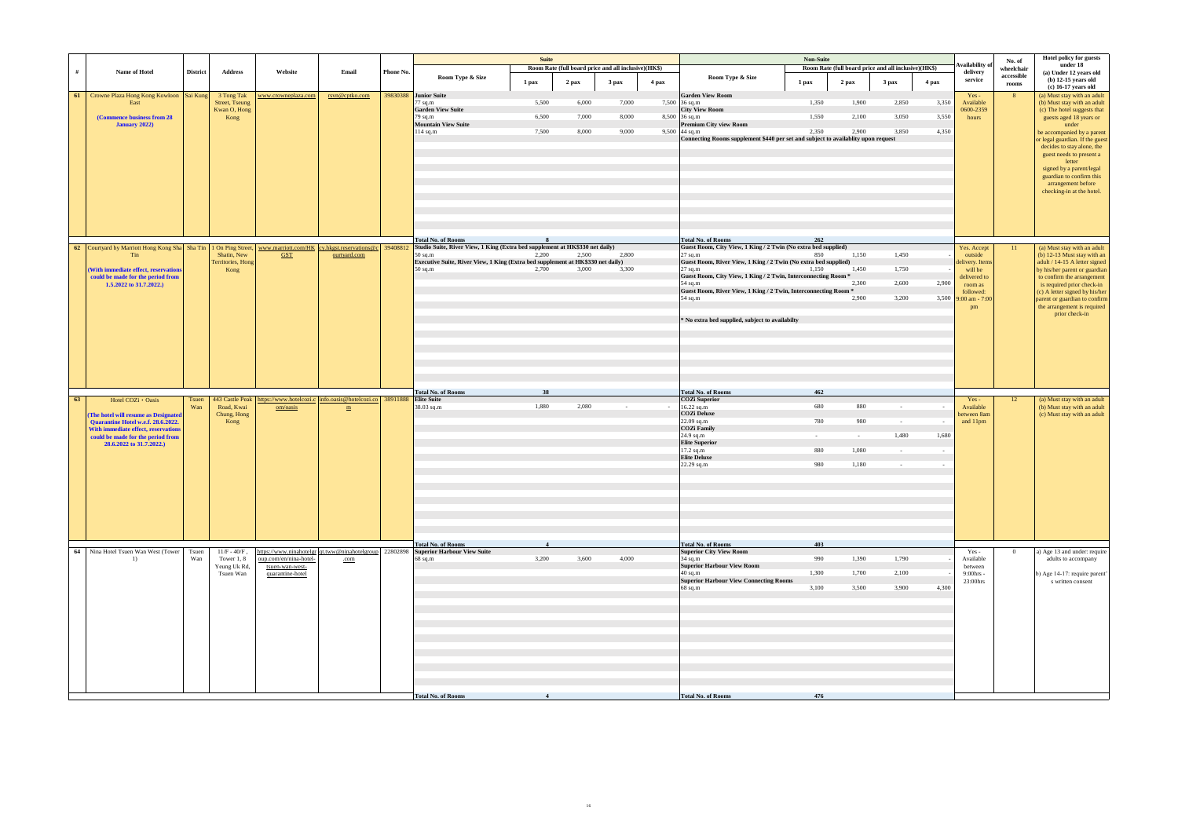| # | Name of Hotel | District | Address | Website | Email | Phone No. | Suite: Room Type & Size | Suite: 1 pax | Suite: 2 pax | Suite: 3 pax | Suite: 4 pax | Non-Suite: Room Type & Size | Non-Suite: 1 pax | Non-Suite: 2 pax | Non-Suite: 3 pax | Non-Suite: 4 pax | Availability of delivery service | No. of wheelchair accessible rooms | Hotel policy for guests under 18 (a) Under 12 years old (b) 12-15 years old (c) 16-17 years old |
|---|---|---|---|---|---|---|---|---|---|---|---|---|---|---|---|---|---|---|---|
| | | | | | | | | Room Rate (full board price and all inclusive)(HK$) | | | | | Room Rate (full board price and all inclusive)(HK$) | | | | | | |
| 61 | Crowne Plaza Hong Kong Kowloon East **(Commence business from 28 January 2022)** | Sai Kung | 3 Tong Tak Street, Tseung Kwan O, Hong Kong | www.crowneplaza.com | rsvn@cptko.com | 39830388 | **Junior Suite** 77 sq.m | 5,500 | 6,000 | 7,000 | 7,500 | **Garden View Room** 36 sq.m | 1,350 | 1,900 | 2,850 | 3,350 | Yes - Available 0600-2359 hours | 8 | (a) Must stay with an adult (b) Must stay with an adult (c) The hotel suggests that guests aged 18 years or under be accompanied by a parent or legal guardian. If the guest decides to stay alone, the guest needs to present a letter signed by a parent/legal guardian to confirm this arrangement before checking-in at the hotel. |
| | | | | | | | **Garden View Suite** 79 sq.m | 6,500 | 7,000 | 8,000 | 8,500 | **City View Room** 36 sq.m | 1,550 | 2,100 | 3,050 | 3,550 | | | |
| | | | | | | | **Mountain View Suite** 114 sq.m | 7,500 | 8,000 | 9,000 | 9,500 | **Premium City view Room** 44 sq.m | 2,350 | 2,900 | 3,850 | 4,350 | | | |
| | | | | | | | | | | | | **Connecting Rooms supplement $440 per set and subject to availablity upon request** | | | | | | | |
| | | | | | | | **Total No. of Rooms** | 8 | | | | **Total No. of Rooms** | 262 | | | | | | |
| 62 | Courtyard by Marriott Hong Kong Sha Tin **(With immediate effect, reservations could be made for the period from 1.5.2022 to 31.7.2022.)** | Sha Tin | 1 On Ping Street, Shatin, New Territories, Hong Kong | www.marriott.com/HKGST | cy.hkgst.reservations@courtyard.com | 39408812 | **Studio Suite, River View, 1 King (Extra bed supplement at HK$330 net daily)** 50 sq.m | 2,200 | 2,500 | 2,800 | | **Guest Room, City View, 1 King / 2 Twin (No extra bed supplied)** 27 sq.m | 850 | 1,150 | 1,450 | - | Yes. Accept outside delivery. Items will be delivered to room as followed: 9:00 am - 7:00 pm | 11 | (a) Must stay with an adult (b) 12-13 Must stay with an adult / 14-15 A letter signed by his/her parent or guardian to confirm the arrangement is required prior check-in (c) A letter signed by his/her parent or guardian to confirm the arrangement is required prior check-in |
| | | | | | | | **Executive Suite, River View, 1 King (Extra bed supplement at HK$330 net daily)** 50 sq.m | 2,700 | 3,000 | 3,300 | | **Guest Room, River View, 1 King / 2 Twin (No extra bed supplied)** 27 sq.m | 1,150 | 1,450 | 1,750 | - | | | |
| | | | | | | | | | | | | **Guest Room, City View, 1 King / 2 Twin, Interconnecting Room \*** 54 sq.m | | 2,300 | 2,600 | 2,900 | | | |
| | | | | | | | | | | | | **Guest Room, River View, 1 King / 2 Twin, Interconnecting Room \*** 54 sq.m | | 2,900 | 3,200 | 3,500 | | | |
| | | | | | | | | | | | | **\* No extra bed supplied, subject to availabilty** | | | | | | | |
| | | | | | | | **Total No. of Rooms** | 38 | | | | **Total No. of Rooms** | 462 | | | | | | |
| 63 | Hotel COZi・Oasis **(The hotel will resume as Designated Quarantine Hotel w.e.f. 28.6.2022. With immediate effect, reservations could be made for the period from 28.6.2022 to 31.7.2022.)** | Tsuen Wan | 443 Castle Peak Road, Kwai Chung, Hong Kong | https://www.hotelcozi.com/oasis | info.oasis@hotelcozi.com | 38911888 | **Elite Suite** 38.03 sq.m | 1,880 | 2,080 | - | - | **COZi Superior** 16.22 sq.m | 680 | 880 | - | - | Yes - Available between 8am and 11pm | 12 | (a) Must stay with an adult (b) Must stay with an adult (c) Must stay with an adult |
| | | | | | | | | | | | | **COZi Deluxe** 22.09 sq.m | 780 | 980 | - | - | | | |
| | | | | | | | | | | | | **COZi Family** 24.9 sq.m | - | - | 1,480 | 1,680 | | | |
| | | | | | | | | | | | | **Elite Superior** 17.2 sq.m | 880 | 1,080 | - | - | | | |
| | | | | | | | | | | | | **Elite Deluxe** 22.29 sq.m | 980 | 1,180 | - | - | | | |
| | | | | | | | **Total No. of Rooms** | 4 | | | | **Total No. of Rooms** | 403 | | | | | | |
| 64 | Nina Hotel Tsuen Wan West (Tower 1) | Tsuen Wan | 11/F - 40/F , Tower 1, 8 Yeung Uk Rd, Tsuen Wan | https://www.ninahotelgroup.com/en/nina-hotel-tsuen-wan-west-quarantine-hotel | gt.tww@ninahotelgroup.com | 22802898 | **Superior Harbour View Suite** 68 sq.m | 3,200 | 3,600 | 4,000 | | **Superior City View Room** 34 sq.m | 990 | 1,390 | 1,790 | - | Yes - Available between 9:00hrs - 23:00hrs | 0 | a) Age 13 and under: require adults to accompany b) Age 14-17: require parent's written consent |
| | | | | | | | | | | | | **Superior Harbour View Room** 40 sq.m | 1,300 | 1,700 | 2,100 | - | | | |
| | | | | | | | | | | | | **Superior Harbour View Connecting Rooms** 68 sq.m | 3,100 | 3,500 | 3,900 | 4,300 | | | |
| | | | | | | | **Total No. of Rooms** | 4 | | | | **Total No. of Rooms** | 476 | | | | | | |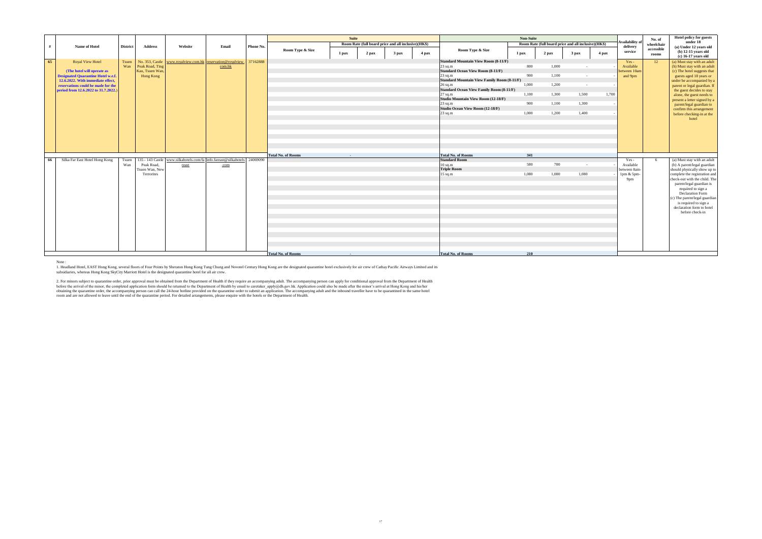| # | Name of Hotel | District | Address | Website | Email | Phone No. | Suite | | | | | Non-Suite | | | | | Availability of delivery service | No. of wheelchair accessible rooms | Hotel policy for guests under 18 (a) Under 12 years old (b) 12-15 years old (c) 16-17 years old |
|---|---|---|---|---|---|---|---|---|---|---|---|---|---|---|---|---|---|---|---|
| | | | | | | | Room Type & Size | Room Rate (full board price and all inclusive)(HK$) | | | | Room Type & Size | Room Rate (full board price and all inclusive)(HK$) | | | | | | |
| | | | | | | | | 1 pax | 2 pax | 3 pax | 4 pax | | 1 pax | 2 pax | 3 pax | 4 pax | | | |
| 65 | Royal View Hotel (The hotel will operate as Designated Quarantine Hotel w.e.f. 12.6.2022. With immediate effect, reservations could be made for the period from 12.6.2022 to 31.7.2022.) | Tsuen Wan | No. 353, Castle Peak Road, Ting Kau, Tsuen Wan, Hong Kong | www.royalview.com.hk | reservation@royalview.com.hk | 37162888 | | | | | | **Standard Mountain View Room (8-11/F)** 23 sq.m | 800 | 1,000 | - | - | Yes - Available between 10am and 9pm | 12 | (a) Must stay with an adult (b) Must stay with an adult (c) The hotel suggests that guests aged 18 years or under be accompanied by a parent or legal guardian. If the guest decides to stay alone, the guest needs to present a letter signed by a parent/legal guardian to confirm this arrangement before checking-in at the hotel |
| | | | | | | | | | | | | **Standard Ocean View Room (8-11/F)** 23 sq.m | 900 | 1,100 | - | - | | | |
| | | | | | | | | | | | | **Standard Mountain View Family Room (8-11/F)** 26 sq.m | 1,000 | 1,200 | - | - | | | |
| | | | | | | | | | | | | **Standard Ocean View Family Room (8-11/F)** 27 sq.m | 1,100 | 1,300 | 1,500 | 1,700 | | | |
| | | | | | | | | | | | | **Studio Mountain View Room (12-18/F)** 23 sq.m | 900 | 1,100 | 1,300 | - | | | |
| | | | | | | | | | | | | **Studio Ocean View Room (12-18/F)** 23 sq.m | 1,000 | 1,200 | 1,400 | - | | | |
| | | | | | | | **Total No. of Rooms** | - | | | | **Total No. of Rooms** | 341 | | | | | | |
| 66 | Silka Far East Hotel Hong Kong | Tsuen Wan | 135 - 143 Castle Peak Road, Tsuen Wan, New Terrorites | www.silkahotels.com/fareast | info.fareast@silkahotels.com | 24069090 | | | | | | **Standard Room** 10 sq.m | 580 | 780 | - | - | Yes - Available between 8am-1pm & 5pm-9pm | 6 | (a) Must stay with an adult (b) A parent/legal guardian should physically show up to complete the registration and check-out with the child. The parent/legal guardian is required to sign a Declaration Form (c) The parent/legal guardian is required to sign a declaration form to hotel before check-in |
| | | | | | | | | | | | | **Triple Room** 15 sq.m | 1,080 | 1,080 | 1,080 | - | | | |
| | | | | | | | **Total No. of Rooms** | - | | | | **Total No. of Rooms** | 210 | | | | | | |

Note :

1. Headland Hotel, EAST Hong Kong, several floors of Four Points by Sheraton Hong Kong Tung Chung and Novotel Century Hong Kong are the designated quarantine hotel exclusively for air crew of Cathay Pacific Airways Limited and its subsidiaries, whereas Hong Kong SkyCity Marriott Hotel is the designated quarantine hotel for all air crew.

2. For minors subject to quarantine order, prior approval must be obtained from the Department of Health if they require an accompanying adult. The accompanying person can apply for conditional approval from the Department of Health before the arrival of the minor, the completed application form should be returned to the Department of Health by email to caretaker_apply@dh.gov.hk. Application could also be made after the minor's arrival at Hong Kong and his/her obtaining the quarantine order, the accompanying person can call the 24-hour hotline provided on the quarantine order to submit an application. The accompanying adult and the inbound traveller have to be quarantined in the same hotel room and are not allowed to leave until the end of the quarantine period. For detailed arrangements, please enquire with the hotels or the Department of Health.